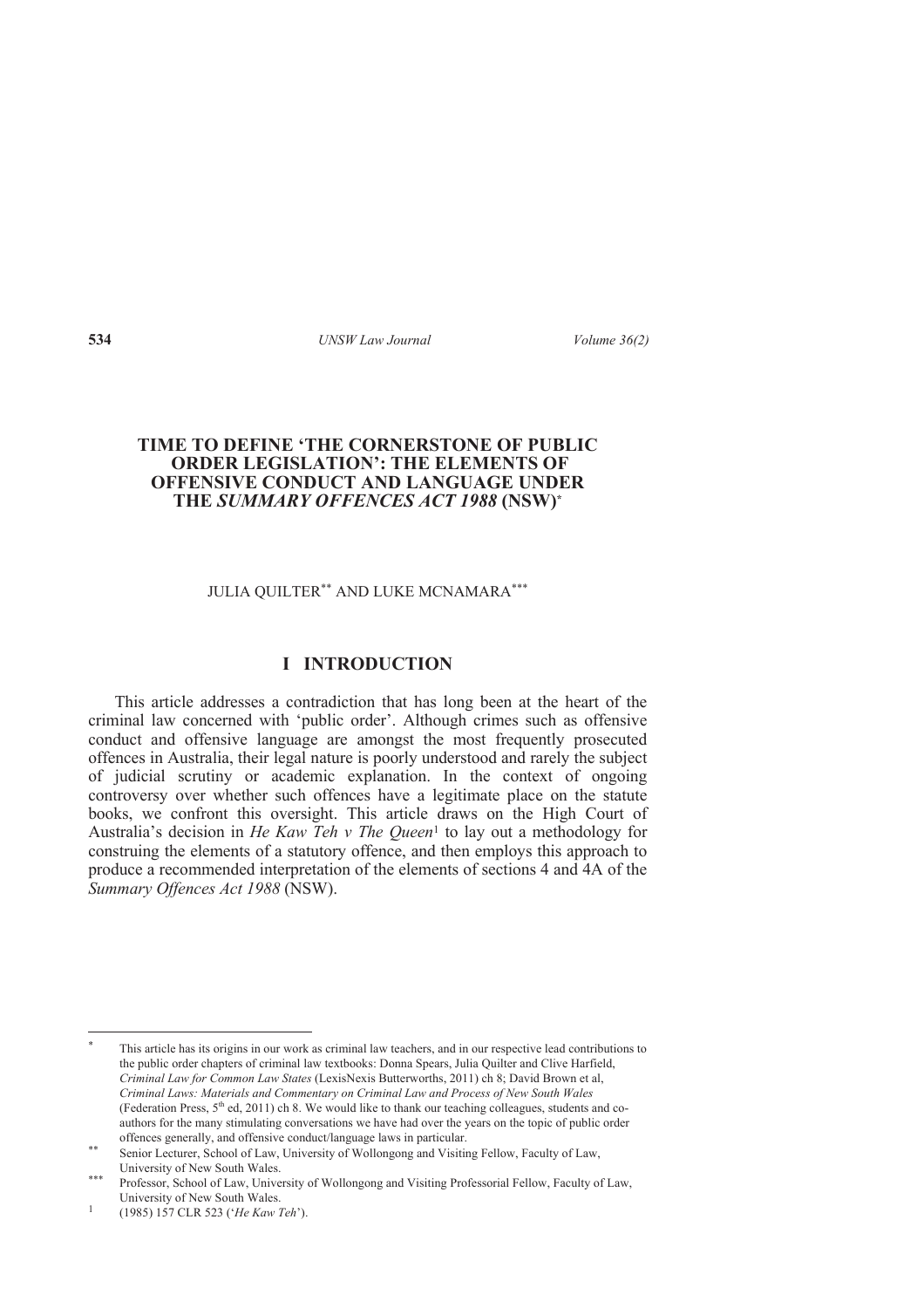# TIME TO DEFINE 'THE CORNERSTONE OF PUBLIC ORDER LEGISLATION': THE ELEMENTS OF OFFENSIVE CONDUCT AND LANGUAGE UNDER THE *SUMMARY OFFENCES ACT 1988* (NSW)[*]

JULIA QUILTER[**] AND LUKE MCNAMARA[***]

## I INTRODUCTION

This article addresses a contradiction that has long been at the heart of the criminal law concerned with 'public order'. Although crimes such as offensive conduct and offensive language are amongst the most frequently prosecuted offences in Australia, their legal nature is poorly understood and rarely the subject of judicial scrutiny or academic explanation. In the context of ongoing controversy over whether such offences have a legitimate place on the statute books, we confront this oversight. This article draws on the High Court of Australia's decision in *He Kaw Teh v The Queen*[1] to lay out a methodology for construing the elements of a statutory offence, and then employs this approach to produce a recommended interpretation of the elements of sections 4 and 4A of the *Summary Offences Act 1988* (NSW).

---

[*] This article has its origins in our work as criminal law teachers, and in our respective lead contributions to the public order chapters of criminal law textbooks: Donna Spears, Julia Quilter and Clive Harfield, *Criminal Law for Common Law States* (LexisNexis Butterworths, 2011) ch 8; David Brown et al, *Criminal Laws: Materials and Commentary on Criminal Law and Process of New South Wales* (Federation Press, 5th ed, 2011) ch 8. We would like to thank our teaching colleagues, students and co-authors for the many stimulating conversations we have had over the years on the topic of public order offences generally, and offensive conduct/language laws in particular.

[**] Senior Lecturer, School of Law, University of Wollongong and Visiting Fellow, Faculty of Law, University of New South Wales.

[***] Professor, School of Law, University of Wollongong and Visiting Professorial Fellow, Faculty of Law, University of New South Wales.

[1] (1985) 157 CLR 523 ('*He Kaw Teh*').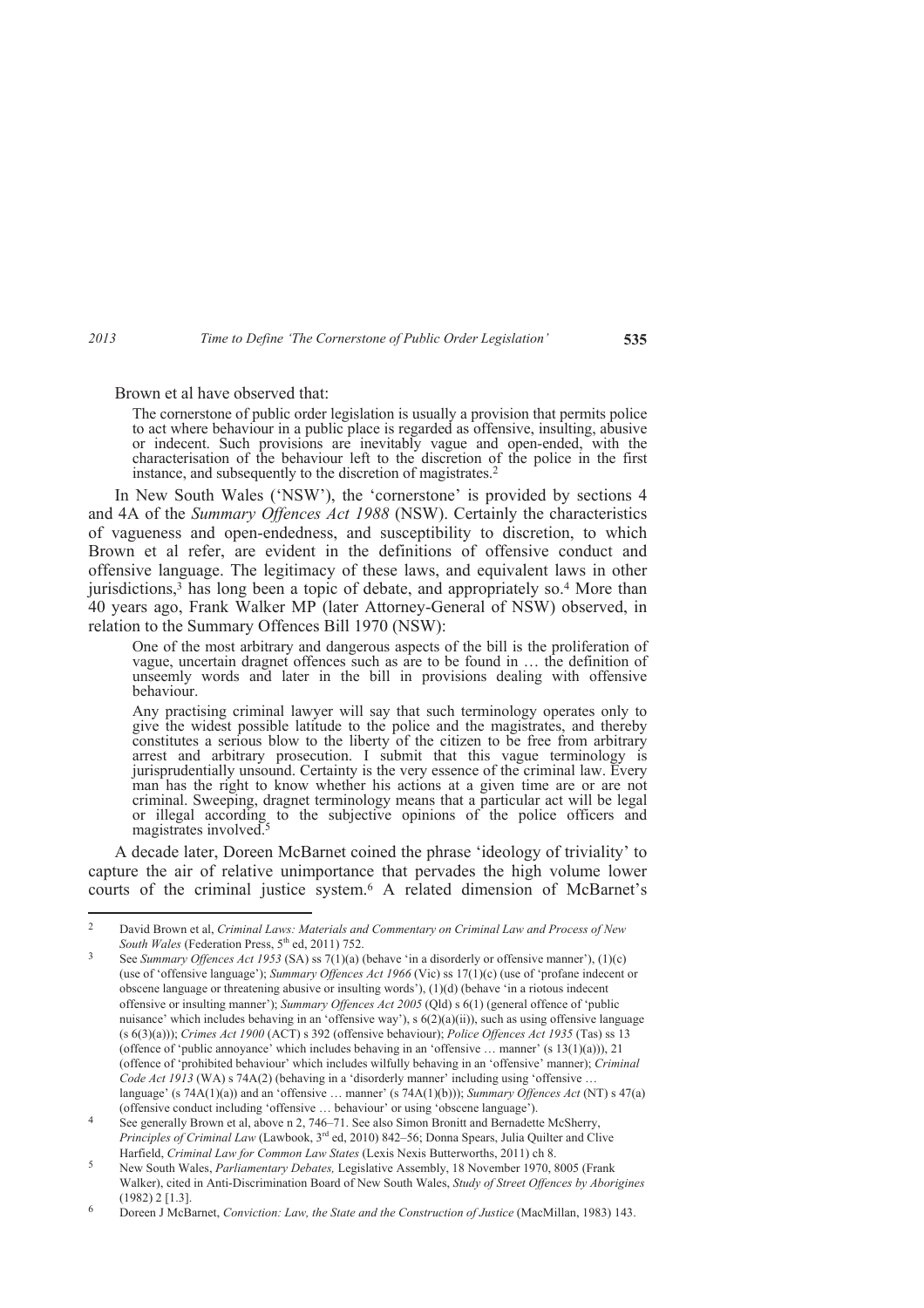Brown et al have observed that:

> The cornerstone of public order legislation is usually a provision that permits police to act where behaviour in a public place is regarded as offensive, insulting, abusive or indecent. Such provisions are inevitably vague and open-ended, with the characterisation of the behaviour left to the discretion of the police in the first instance, and subsequently to the discretion of magistrates.[2]

In New South Wales ('NSW'), the 'cornerstone' is provided by sections 4 and 4A of the *Summary Offences Act 1988* (NSW). Certainly the characteristics of vagueness and open-endedness, and susceptibility to discretion, to which Brown et al refer, are evident in the definitions of offensive conduct and offensive language. The legitimacy of these laws, and equivalent laws in other jurisdictions,[3] has long been a topic of debate, and appropriately so.[4] More than 40 years ago, Frank Walker MP (later Attorney-General of NSW) observed, in relation to the Summary Offences Bill 1970 (NSW):

> One of the most arbitrary and dangerous aspects of the bill is the proliferation of vague, uncertain dragnet offences such as are to be found in … the definition of unseemly words and later in the bill in provisions dealing with offensive behaviour.
>
> Any practising criminal lawyer will say that such terminology operates only to give the widest possible latitude to the police and the magistrates, and thereby constitutes a serious blow to the liberty of the citizen to be free from arbitrary arrest and arbitrary prosecution. I submit that this vague terminology is jurisprudentially unsound. Certainty is the very essence of the criminal law. Every man has the right to know whether his actions at a given time are or are not criminal. Sweeping, dragnet terminology means that a particular act will be legal or illegal according to the subjective opinions of the police officers and magistrates involved.[5]

A decade later, Doreen McBarnet coined the phrase 'ideology of triviality' to capture the air of relative unimportance that pervades the high volume lower courts of the criminal justice system.[6] A related dimension of McBarnet's

---

[2] David Brown et al, *Criminal Laws: Materials and Commentary on Criminal Law and Process of New South Wales* (Federation Press, 5th ed, 2011) 752.

[3] See *Summary Offences Act 1953* (SA) ss 7(1)(a) (behave 'in a disorderly or offensive manner'), (1)(c) (use of 'offensive language'); *Summary Offences Act 1966* (Vic) ss 17(1)(c) (use of 'profane indecent or obscene language or threatening abusive or insulting words'), (1)(d) (behave 'in a riotous indecent offensive or insulting manner'); *Summary Offences Act 2005* (Qld) s 6(1) (general offence of 'public nuisance' which includes behaving in an 'offensive way'), s 6(2)(a)(ii)), such as using offensive language (s 6(3)(a))); *Crimes Act 1900* (ACT) s 392 (offensive behaviour); *Police Offences Act 1935* (Tas) ss 13 (offence of 'public annoyance' which includes behaving in an 'offensive … manner' (s 13(1)(a))), 21 (offence of 'prohibited behaviour' which includes wilfully behaving in an 'offensive' manner); *Criminal Code Act 1913* (WA) s 74A(2) (behaving in a 'disorderly manner' including using 'offensive … language' (s 74A(1)(a)) and an 'offensive … manner' (s 74A(1)(b))); *Summary Offences Act* (NT) s 47(a) (offensive conduct including 'offensive … behaviour' or using 'obscene language').

[4] See generally Brown et al, above n 2, 746–71. See also Simon Bronitt and Bernadette McSherry, *Principles of Criminal Law* (Lawbook, 3rd ed, 2010) 842–56; Donna Spears, Julia Quilter and Clive Harfield, *Criminal Law for Common Law States* (Lexis Nexis Butterworths, 2011) ch 8.

[5] New South Wales, *Parliamentary Debates,* Legislative Assembly, 18 November 1970, 8005 (Frank Walker), cited in Anti-Discrimination Board of New South Wales, *Study of Street Offences by Aborigines* (1982) 2 [1.3].

[6] Doreen J McBarnet, *Conviction: Law, the State and the Construction of Justice* (MacMillan, 1983) 143.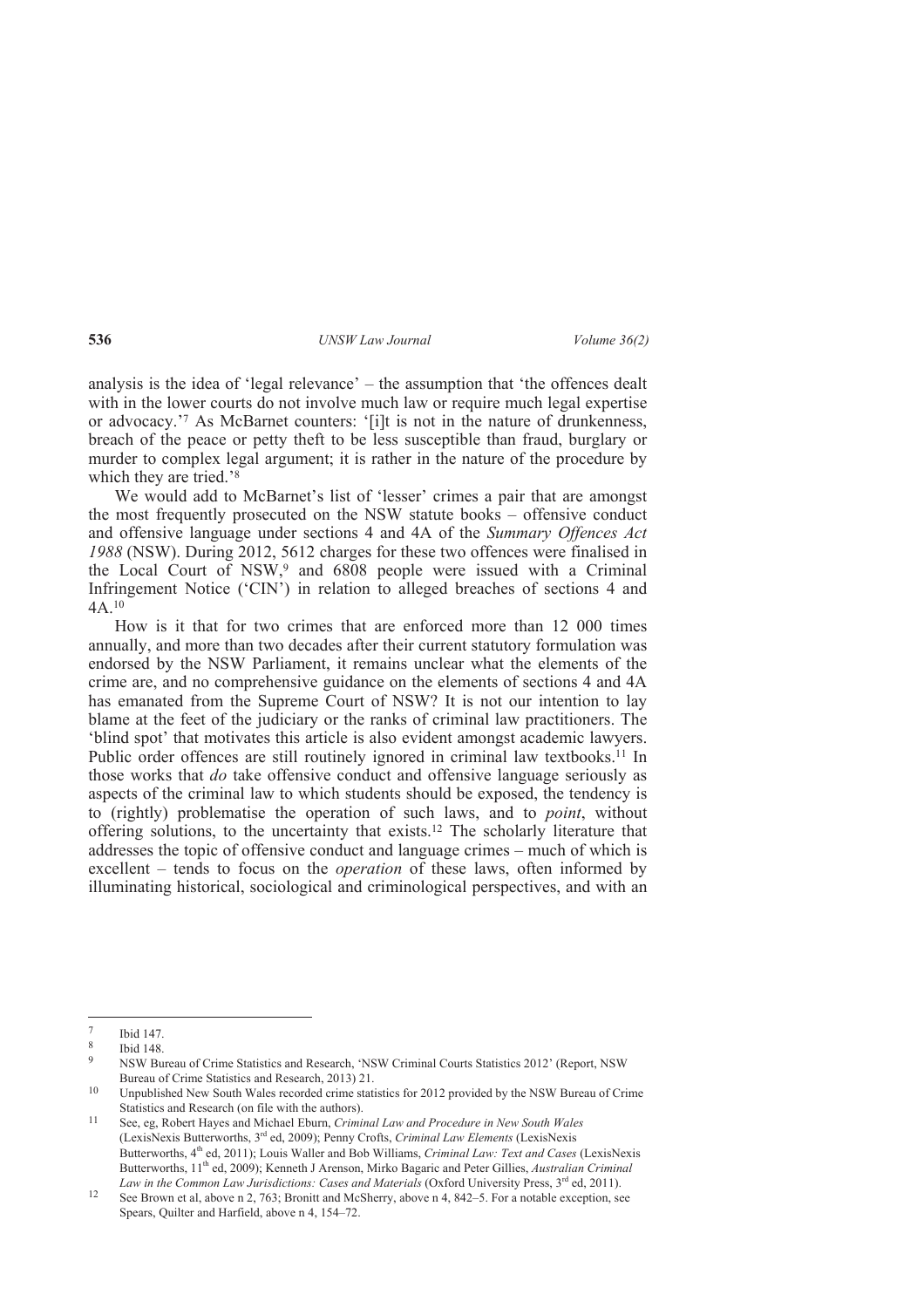analysis is the idea of 'legal relevance' – the assumption that 'the offences dealt with in the lower courts do not involve much law or require much legal expertise or advocacy.'[7] As McBarnet counters: '[i]t is not in the nature of drunkenness, breach of the peace or petty theft to be less susceptible than fraud, burglary or murder to complex legal argument; it is rather in the nature of the procedure by which they are tried.'[8]

We would add to McBarnet's list of 'lesser' crimes a pair that are amongst the most frequently prosecuted on the NSW statute books – offensive conduct and offensive language under sections 4 and 4A of the *Summary Offences Act 1988* (NSW). During 2012, 5612 charges for these two offences were finalised in the Local Court of NSW,[9] and 6808 people were issued with a Criminal Infringement Notice ('CIN') in relation to alleged breaches of sections 4 and 4A.[10]

How is it that for two crimes that are enforced more than 12 000 times annually, and more than two decades after their current statutory formulation was endorsed by the NSW Parliament, it remains unclear what the elements of the crime are, and no comprehensive guidance on the elements of sections 4 and 4A has emanated from the Supreme Court of NSW? It is not our intention to lay blame at the feet of the judiciary or the ranks of criminal law practitioners. The 'blind spot' that motivates this article is also evident amongst academic lawyers. Public order offences are still routinely ignored in criminal law textbooks.[11] In those works that *do* take offensive conduct and offensive language seriously as aspects of the criminal law to which students should be exposed, the tendency is to (rightly) problematise the operation of such laws, and to *point*, without offering solutions, to the uncertainty that exists.[12] The scholarly literature that addresses the topic of offensive conduct and language crimes – much of which is excellent – tends to focus on the *operation* of these laws, often informed by illuminating historical, sociological and criminological perspectives, and with an

---

7 Ibid 147.

8 Ibid 148.

9 NSW Bureau of Crime Statistics and Research, 'NSW Criminal Courts Statistics 2012' (Report, NSW Bureau of Crime Statistics and Research, 2013) 21.

10 Unpublished New South Wales recorded crime statistics for 2012 provided by the NSW Bureau of Crime Statistics and Research (on file with the authors).

11 See, eg, Robert Hayes and Michael Eburn, *Criminal Law and Procedure in New South Wales* (LexisNexis Butterworths, 3rd ed, 2009); Penny Crofts, *Criminal Law Elements* (LexisNexis Butterworths, 4th ed, 2011); Louis Waller and Bob Williams, *Criminal Law: Text and Cases* (LexisNexis Butterworths, 11th ed, 2009); Kenneth J Arenson, Mirko Bagaric and Peter Gillies, *Australian Criminal Law in the Common Law Jurisdictions: Cases and Materials* (Oxford University Press, 3rd ed, 2011).

12 See Brown et al, above n 2, 763; Bronitt and McSherry, above n 4, 842–5. For a notable exception, see Spears, Quilter and Harfield, above n 4, 154–72.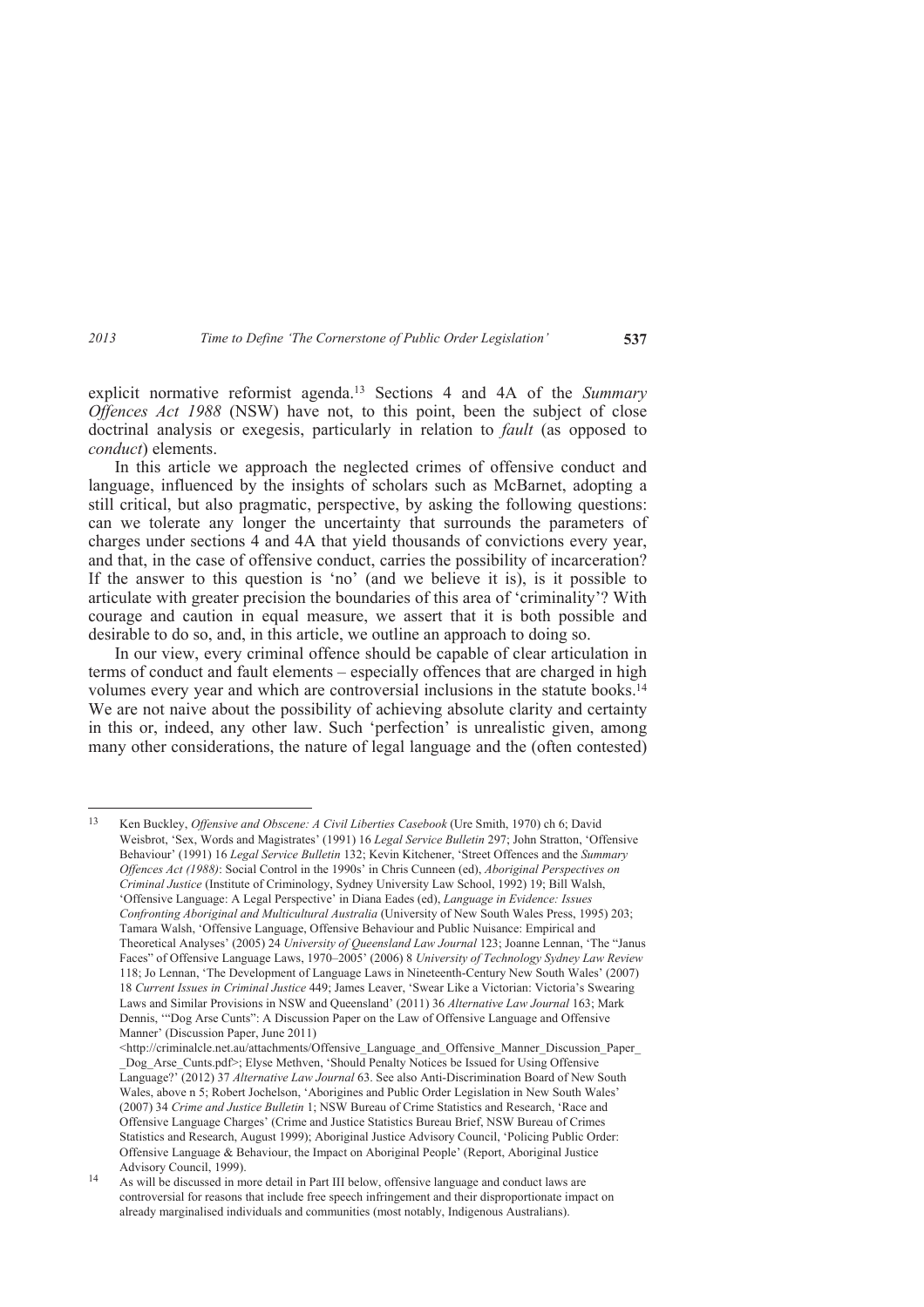explicit normative reformist agenda.[13] Sections 4 and 4A of the *Summary Offences Act 1988* (NSW) have not, to this point, been the subject of close doctrinal analysis or exegesis, particularly in relation to *fault* (as opposed to *conduct*) elements.

In this article we approach the neglected crimes of offensive conduct and language, influenced by the insights of scholars such as McBarnet, adopting a still critical, but also pragmatic, perspective, by asking the following questions: can we tolerate any longer the uncertainty that surrounds the parameters of charges under sections 4 and 4A that yield thousands of convictions every year, and that, in the case of offensive conduct, carries the possibility of incarceration? If the answer to this question is 'no' (and we believe it is), is it possible to articulate with greater precision the boundaries of this area of 'criminality'? With courage and caution in equal measure, we assert that it is both possible and desirable to do so, and, in this article, we outline an approach to doing so.

In our view, every criminal offence should be capable of clear articulation in terms of conduct and fault elements – especially offences that are charged in high volumes every year and which are controversial inclusions in the statute books.[14] We are not naive about the possibility of achieving absolute clarity and certainty in this or, indeed, any other law. Such 'perfection' is unrealistic given, among many other considerations, the nature of legal language and the (often contested)

---

[13] Ken Buckley, *Offensive and Obscene: A Civil Liberties Casebook* (Ure Smith, 1970) ch 6; David Weisbrot, 'Sex, Words and Magistrates' (1991) 16 *Legal Service Bulletin* 297; John Stratton, 'Offensive Behaviour' (1991) 16 *Legal Service Bulletin* 132; Kevin Kitchener, 'Street Offences and the *Summary Offences Act (1988)*: Social Control in the 1990s' in Chris Cunneen (ed), *Aboriginal Perspectives on Criminal Justice* (Institute of Criminology, Sydney University Law School, 1992) 19; Bill Walsh, 'Offensive Language: A Legal Perspective' in Diana Eades (ed), *Language in Evidence: Issues Confronting Aboriginal and Multicultural Australia* (University of New South Wales Press, 1995) 203; Tamara Walsh, 'Offensive Language, Offensive Behaviour and Public Nuisance: Empirical and Theoretical Analyses' (2005) 24 *University of Queensland Law Journal* 123; Joanne Lennan, 'The "Janus Faces" of Offensive Language Laws, 1970–2005' (2006) 8 *University of Technology Sydney Law Review* 118; Jo Lennan, 'The Development of Language Laws in Nineteenth-Century New South Wales' (2007) 18 *Current Issues in Criminal Justice* 449; James Leaver, 'Swear Like a Victorian: Victoria's Swearing Laws and Similar Provisions in NSW and Queensland' (2011) 36 *Alternative Law Journal* 163; Mark Dennis, '"Dog Arse Cunts": A Discussion Paper on the Law of Offensive Language and Offensive Manner' (Discussion Paper, June 2011) <http://criminalcle.net.au/attachments/Offensive_Language_and_Offensive_Manner_Discussion_Paper__Dog_Arse_Cunts.pdf>; Elyse Methven, 'Should Penalty Notices be Issued for Using Offensive Language?' (2012) 37 *Alternative Law Journal* 63. See also Anti-Discrimination Board of New South Wales, above n 5; Robert Jochelson, 'Aborigines and Public Order Legislation in New South Wales' (2007) 34 *Crime and Justice Bulletin* 1; NSW Bureau of Crime Statistics and Research, 'Race and Offensive Language Charges' (Crime and Justice Statistics Bureau Brief, NSW Bureau of Crimes Statistics and Research, August 1999); Aboriginal Justice Advisory Council, 'Policing Public Order: Offensive Language & Behaviour, the Impact on Aboriginal People' (Report, Aboriginal Justice Advisory Council, 1999).

[14] As will be discussed in more detail in Part III below, offensive language and conduct laws are controversial for reasons that include free speech infringement and their disproportionate impact on already marginalised individuals and communities (most notably, Indigenous Australians).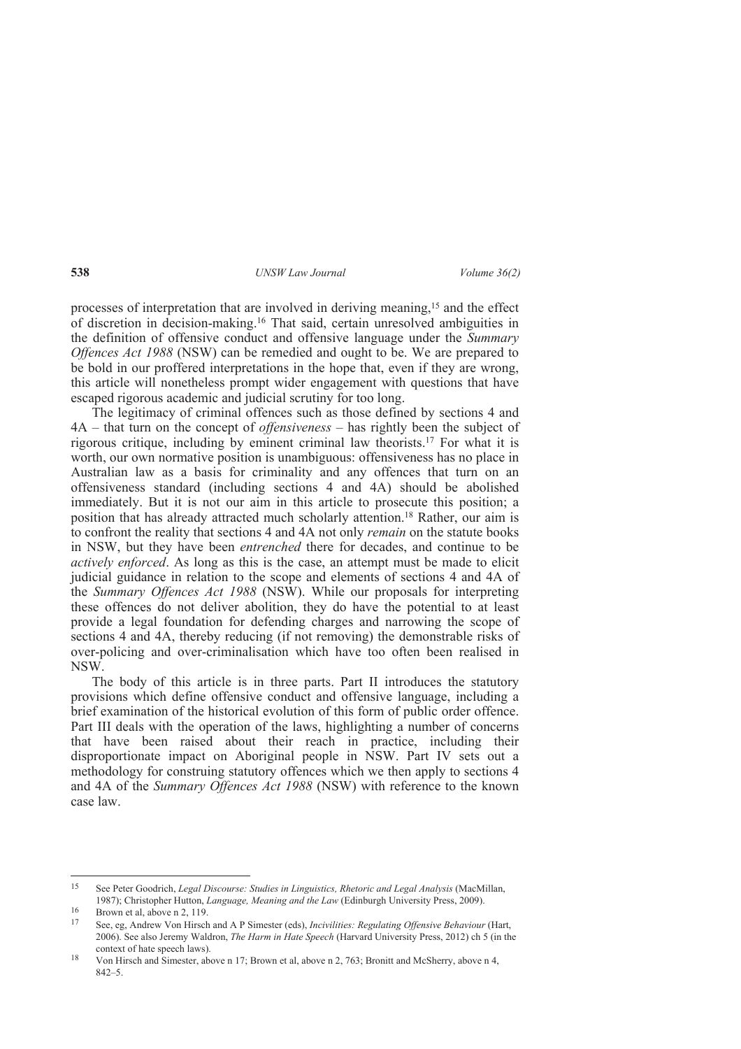processes of interpretation that are involved in deriving meaning,[15] and the effect of discretion in decision-making.[16] That said, certain unresolved ambiguities in the definition of offensive conduct and offensive language under the *Summary Offences Act 1988* (NSW) can be remedied and ought to be. We are prepared to be bold in our proffered interpretations in the hope that, even if they are wrong, this article will nonetheless prompt wider engagement with questions that have escaped rigorous academic and judicial scrutiny for too long.

The legitimacy of criminal offences such as those defined by sections 4 and 4A – that turn on the concept of *offensiveness* – has rightly been the subject of rigorous critique, including by eminent criminal law theorists.[17] For what it is worth, our own normative position is unambiguous: offensiveness has no place in Australian law as a basis for criminality and any offences that turn on an offensiveness standard (including sections 4 and 4A) should be abolished immediately. But it is not our aim in this article to prosecute this position; a position that has already attracted much scholarly attention.[18] Rather, our aim is to confront the reality that sections 4 and 4A not only *remain* on the statute books in NSW, but they have been *entrenched* there for decades, and continue to be *actively enforced*. As long as this is the case, an attempt must be made to elicit judicial guidance in relation to the scope and elements of sections 4 and 4A of the *Summary Offences Act 1988* (NSW). While our proposals for interpreting these offences do not deliver abolition, they do have the potential to at least provide a legal foundation for defending charges and narrowing the scope of sections 4 and 4A, thereby reducing (if not removing) the demonstrable risks of over-policing and over-criminalisation which have too often been realised in NSW.

The body of this article is in three parts. Part II introduces the statutory provisions which define offensive conduct and offensive language, including a brief examination of the historical evolution of this form of public order offence. Part III deals with the operation of the laws, highlighting a number of concerns that have been raised about their reach in practice, including their disproportionate impact on Aboriginal people in NSW. Part IV sets out a methodology for construing statutory offences which we then apply to sections 4 and 4A of the *Summary Offences Act 1988* (NSW) with reference to the known case law.

---

[15] See Peter Goodrich, *Legal Discourse: Studies in Linguistics, Rhetoric and Legal Analysis* (MacMillan, 1987); Christopher Hutton, *Language, Meaning and the Law* (Edinburgh University Press, 2009).

[16] Brown et al, above n 2, 119.

[17] See, eg, Andrew Von Hirsch and A P Simester (eds), *Incivilities: Regulating Offensive Behaviour* (Hart, 2006). See also Jeremy Waldron, *The Harm in Hate Speech* (Harvard University Press, 2012) ch 5 (in the context of hate speech laws).

[18] Von Hirsch and Simester, above n 17; Brown et al, above n 2, 763; Bronitt and McSherry, above n 4, 842–5.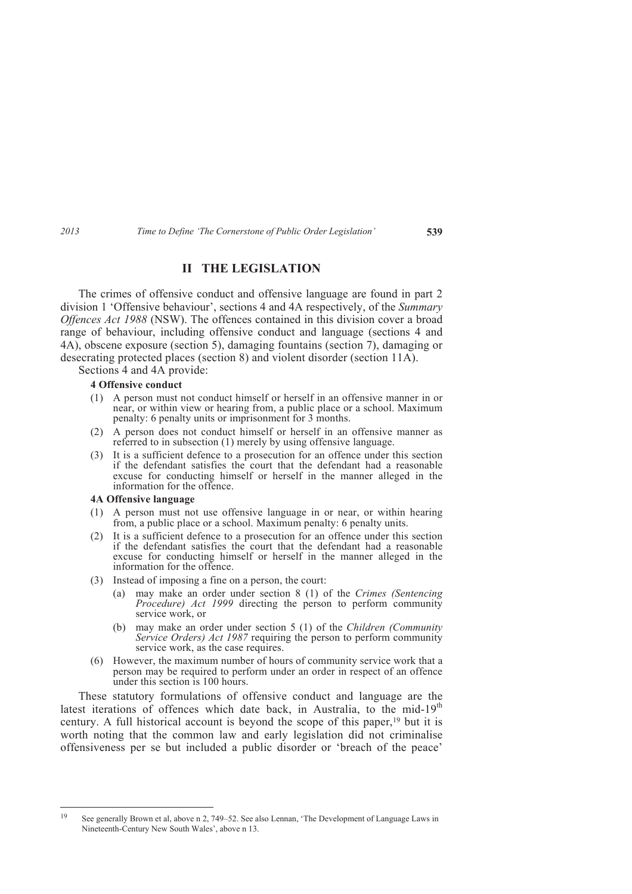## II THE LEGISLATION

The crimes of offensive conduct and offensive language are found in part 2 division 1 'Offensive behaviour', sections 4 and 4A respectively, of the *Summary Offences Act 1988* (NSW). The offences contained in this division cover a broad range of behaviour, including offensive conduct and language (sections 4 and 4A), obscene exposure (section 5), damaging fountains (section 7), damaging or desecrating protected places (section 8) and violent disorder (section 11A).

Sections 4 and 4A provide:

> **4 Offensive conduct**
>
> (1) A person must not conduct himself or herself in an offensive manner in or near, or within view or hearing from, a public place or a school. Maximum penalty: 6 penalty units or imprisonment for 3 months.
>
> (2) A person does not conduct himself or herself in an offensive manner as referred to in subsection (1) merely by using offensive language.
>
> (3) It is a sufficient defence to a prosecution for an offence under this section if the defendant satisfies the court that the defendant had a reasonable excuse for conducting himself or herself in the manner alleged in the information for the offence.
>
> **4A Offensive language**
>
> (1) A person must not use offensive language in or near, or within hearing from, a public place or a school. Maximum penalty: 6 penalty units.
>
> (2) It is a sufficient defence to a prosecution for an offence under this section if the defendant satisfies the court that the defendant had a reasonable excuse for conducting himself or herself in the manner alleged in the information for the offence.
>
> (3) Instead of imposing a fine on a person, the court:
>
> (a) may make an order under section 8 (1) of the *Crimes (Sentencing Procedure) Act 1999* directing the person to perform community service work, or
>
> (b) may make an order under section 5 (1) of the *Children (Community Service Orders) Act 1987* requiring the person to perform community service work, as the case requires.
>
> (6) However, the maximum number of hours of community service work that a person may be required to perform under an order in respect of an offence under this section is 100 hours.

These statutory formulations of offensive conduct and language are the latest iterations of offences which date back, in Australia, to the mid-19th century. A full historical account is beyond the scope of this paper,[19] but it is worth noting that the common law and early legislation did not criminalise offensiveness per se but included a public disorder or 'breach of the peace'

---

[19] See generally Brown et al, above n 2, 749–52. See also Lennan, 'The Development of Language Laws in Nineteenth-Century New South Wales', above n 13.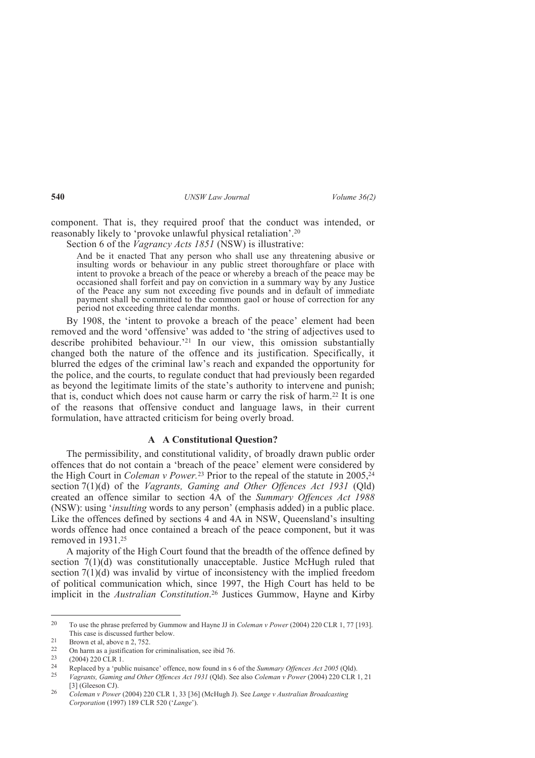component. That is, they required proof that the conduct was intended, or reasonably likely to 'provoke unlawful physical retaliation'.[20]

Section 6 of the *Vagrancy Acts 1851* (NSW) is illustrative:

> And be it enacted That any person who shall use any threatening abusive or insulting words or behaviour in any public street thoroughfare or place with intent to provoke a breach of the peace or whereby a breach of the peace may be occasioned shall forfeit and pay on conviction in a summary way by any Justice of the Peace any sum not exceeding five pounds and in default of immediate payment shall be committed to the common gaol or house of correction for any period not exceeding three calendar months.

By 1908, the 'intent to provoke a breach of the peace' element had been removed and the word 'offensive' was added to 'the string of adjectives used to describe prohibited behaviour.'[21] In our view, this omission substantially changed both the nature of the offence and its justification. Specifically, it blurred the edges of the criminal law's reach and expanded the opportunity for the police, and the courts, to regulate conduct that had previously been regarded as beyond the legitimate limits of the state's authority to intervene and punish; that is, conduct which does not cause harm or carry the risk of harm.[22] It is one of the reasons that offensive conduct and language laws, in their current formulation, have attracted criticism for being overly broad.

### A A Constitutional Question?

The permissibility, and constitutional validity, of broadly drawn public order offences that do not contain a 'breach of the peace' element were considered by the High Court in *Coleman v Power.*[23] Prior to the repeal of the statute in 2005,[24] section 7(1)(d) of the *Vagrants, Gaming and Other Offences Act 1931* (Qld) created an offence similar to section 4A of the *Summary Offences Act 1988* (NSW): using '*insulting* words to any person' (emphasis added) in a public place. Like the offences defined by sections 4 and 4A in NSW, Queensland's insulting words offence had once contained a breach of the peace component, but it was removed in 1931.[25]

A majority of the High Court found that the breadth of the offence defined by section 7(1)(d) was constitutionally unacceptable. Justice McHugh ruled that section 7(1)(d) was invalid by virtue of inconsistency with the implied freedom of political communication which, since 1997, the High Court has held to be implicit in the *Australian Constitution*.[26] Justices Gummow, Hayne and Kirby

---

[20] To use the phrase preferred by Gummow and Hayne JJ in *Coleman v Power* (2004) 220 CLR 1, 77 [193]. This case is discussed further below.

[21] Brown et al, above n 2, 752.

[22] On harm as a justification for criminalisation, see ibid 76.

[23] (2004) 220 CLR 1.

[24] Replaced by a 'public nuisance' offence, now found in s 6 of the *Summary Offences Act 2005* (Qld).

[25] *Vagrants, Gaming and Other Offences Act 1931* (Qld). See also *Coleman v Power* (2004) 220 CLR 1, 21 [3] (Gleeson CJ).

[26] *Coleman v Power* (2004) 220 CLR 1, 33 [36] (McHugh J). See *Lange v Australian Broadcasting Corporation* (1997) 189 CLR 520 ('*Lange*').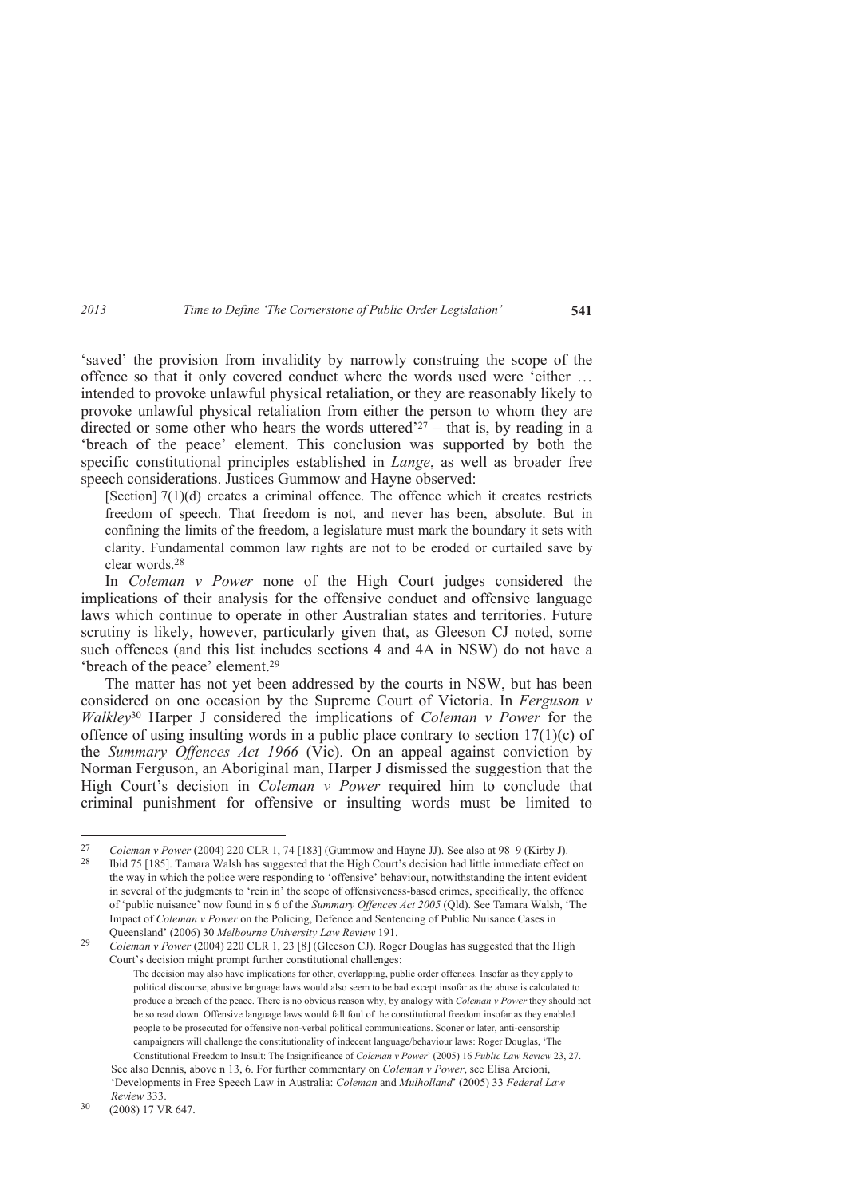'saved' the provision from invalidity by narrowly construing the scope of the offence so that it only covered conduct where the words used were 'either … intended to provoke unlawful physical retaliation, or they are reasonably likely to provoke unlawful physical retaliation from either the person to whom they are directed or some other who hears the words uttered'[27] – that is, by reading in a 'breach of the peace' element. This conclusion was supported by both the specific constitutional principles established in *Lange*, as well as broader free speech considerations. Justices Gummow and Hayne observed:

> [Section] 7(1)(d) creates a criminal offence. The offence which it creates restricts freedom of speech. That freedom is not, and never has been, absolute. But in confining the limits of the freedom, a legislature must mark the boundary it sets with clarity. Fundamental common law rights are not to be eroded or curtailed save by clear words.[28]

In *Coleman v Power* none of the High Court judges considered the implications of their analysis for the offensive conduct and offensive language laws which continue to operate in other Australian states and territories. Future scrutiny is likely, however, particularly given that, as Gleeson CJ noted, some such offences (and this list includes sections 4 and 4A in NSW) do not have a 'breach of the peace' element.[29]

The matter has not yet been addressed by the courts in NSW, but has been considered on one occasion by the Supreme Court of Victoria. In *Ferguson v Walkley*[30] Harper J considered the implications of *Coleman v Power* for the offence of using insulting words in a public place contrary to section 17(1)(c) of the *Summary Offences Act 1966* (Vic). On an appeal against conviction by Norman Ferguson, an Aboriginal man, Harper J dismissed the suggestion that the High Court's decision in *Coleman v Power* required him to conclude that criminal punishment for offensive or insulting words must be limited to

---

27 *Coleman v Power* (2004) 220 CLR 1, 74 [183] (Gummow and Hayne JJ). See also at 98–9 (Kirby J).

28 Ibid 75 [185]. Tamara Walsh has suggested that the High Court's decision had little immediate effect on the way in which the police were responding to 'offensive' behaviour, notwithstanding the intent evident in several of the judgments to 'rein in' the scope of offensiveness-based crimes, specifically, the offence of 'public nuisance' now found in s 6 of the *Summary Offences Act 2005* (Qld). See Tamara Walsh, 'The Impact of *Coleman v Power* on the Policing, Defence and Sentencing of Public Nuisance Cases in Queensland' (2006) 30 *Melbourne University Law Review* 191.

29 *Coleman v Power* (2004) 220 CLR 1, 23 [8] (Gleeson CJ). Roger Douglas has suggested that the High Court's decision might prompt further constitutional challenges:

> The decision may also have implications for other, overlapping, public order offences. Insofar as they apply to political discourse, abusive language laws would also seem to be bad except insofar as the abuse is calculated to produce a breach of the peace. There is no obvious reason why, by analogy with *Coleman v Power* they should not be so read down. Offensive language laws would fall foul of the constitutional freedom insofar as they enabled people to be prosecuted for offensive non-verbal political communications. Sooner or later, anti-censorship campaigners will challenge the constitutionality of indecent language/behaviour laws: Roger Douglas, 'The Constitutional Freedom to Insult: The Insignificance of *Coleman v Power*' (2005) 16 *Public Law Review* 23, 27.

See also Dennis, above n 13, 6. For further commentary on *Coleman v Power*, see Elisa Arcioni, 'Developments in Free Speech Law in Australia: *Coleman* and *Mulholland*' (2005) 33 *Federal Law Review* 333.

30 (2008) 17 VR 647.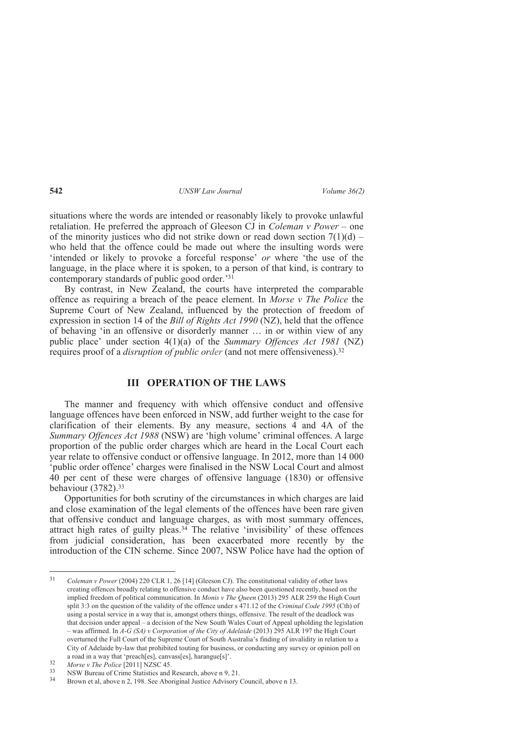situations where the words are intended or reasonably likely to provoke unlawful retaliation. He preferred the approach of Gleeson CJ in *Coleman v Power* – one of the minority justices who did not strike down or read down section 7(1)(d) – who held that the offence could be made out where the insulting words were 'intended or likely to provoke a forceful response' *or* where 'the use of the language, in the place where it is spoken, to a person of that kind, is contrary to contemporary standards of public good order.'[31]

By contrast, in New Zealand, the courts have interpreted the comparable offence as requiring a breach of the peace element. In *Morse v The Police* the Supreme Court of New Zealand, influenced by the protection of freedom of expression in section 14 of the *Bill of Rights Act 1990* (NZ), held that the offence of behaving 'in an offensive or disorderly manner … in or within view of any public place' under section 4(1)(a) of the *Summary Offences Act 1981* (NZ) requires proof of a *disruption of public order* (and not mere offensiveness).[32]

## III OPERATION OF THE LAWS

The manner and frequency with which offensive conduct and offensive language offences have been enforced in NSW, add further weight to the case for clarification of their elements. By any measure, sections 4 and 4A of the *Summary Offences Act 1988* (NSW) are 'high volume' criminal offences. A large proportion of the public order charges which are heard in the Local Court each year relate to offensive conduct or offensive language. In 2012, more than 14 000 'public order offence' charges were finalised in the NSW Local Court and almost 40 per cent of these were charges of offensive language (1830) or offensive behaviour (3782).[33]

Opportunities for both scrutiny of the circumstances in which charges are laid and close examination of the legal elements of the offences have been rare given that offensive conduct and language charges, as with most summary offences, attract high rates of guilty pleas.[34] The relative 'invisibility' of these offences from judicial consideration, has been exacerbated more recently by the introduction of the CIN scheme. Since 2007, NSW Police have had the option of

---

[31] *Coleman v Power* (2004) 220 CLR 1, 26 [14] (Gleeson CJ). The constitutional validity of other laws creating offences broadly relating to offensive conduct have also been questioned recently, based on the implied freedom of political communication. In *Monis v The Queen* (2013) 295 ALR 259 the High Court split 3:3 on the question of the validity of the offence under s 471.12 of the *Criminal Code 1995* (Cth) of using a postal service in a way that is, amongst others things, offensive. The result of the deadlock was that decision under appeal – a decision of the New South Wales Court of Appeal upholding the legislation – was affirmed. In *A-G (SA) v Corporation of the City of Adelaide* (2013) 295 ALR 197 the High Court overturned the Full Court of the Supreme Court of South Australia's finding of invalidity in relation to a City of Adelaide by-law that prohibited touting for business, or conducting any survey or opinion poll on a road in a way that 'preach[es], canvass[es], harangue[s]'.

[32] *Morse v The Police* [2011] NZSC 45.

[33] NSW Bureau of Crime Statistics and Research, above n 9, 21.

[34] Brown et al, above n 2, 198. See Aboriginal Justice Advisory Council, above n 13.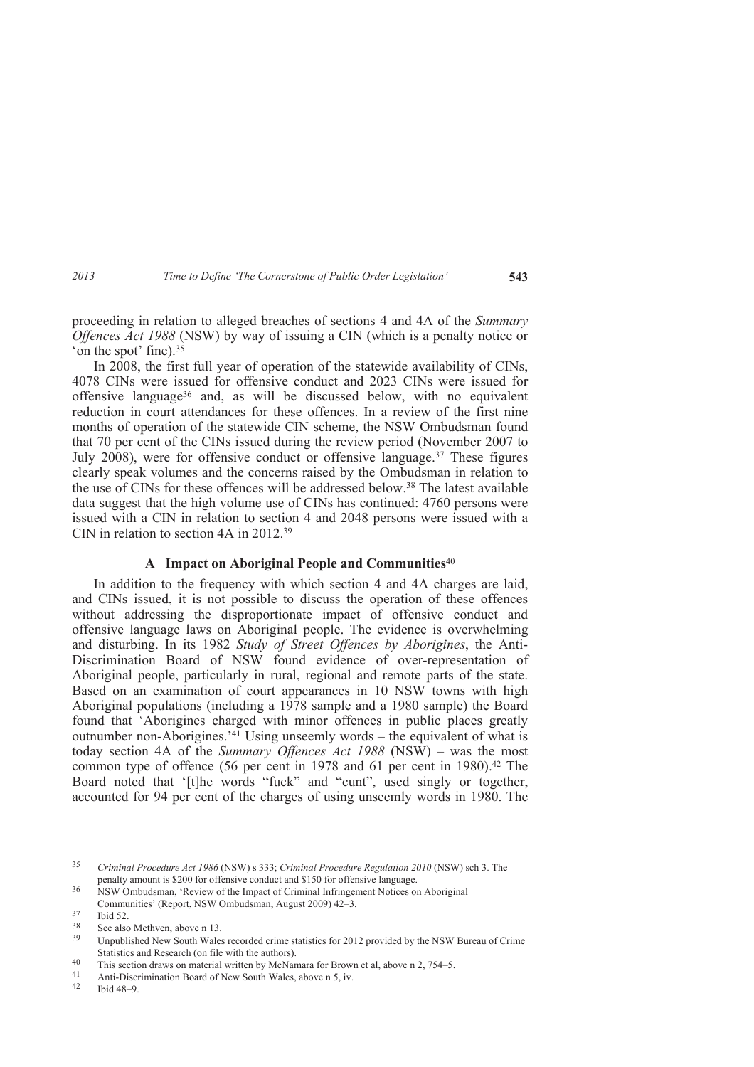proceeding in relation to alleged breaches of sections 4 and 4A of the *Summary Offences Act 1988* (NSW) by way of issuing a CIN (which is a penalty notice or 'on the spot' fine).[35]

In 2008, the first full year of operation of the statewide availability of CINs, 4078 CINs were issued for offensive conduct and 2023 CINs were issued for offensive language[36] and, as will be discussed below, with no equivalent reduction in court attendances for these offences. In a review of the first nine months of operation of the statewide CIN scheme, the NSW Ombudsman found that 70 per cent of the CINs issued during the review period (November 2007 to July 2008), were for offensive conduct or offensive language.[37] These figures clearly speak volumes and the concerns raised by the Ombudsman in relation to the use of CINs for these offences will be addressed below.[38] The latest available data suggest that the high volume use of CINs has continued: 4760 persons were issued with a CIN in relation to section 4 and 2048 persons were issued with a CIN in relation to section 4A in 2012.[39]

### A Impact on Aboriginal People and Communities[40]

In addition to the frequency with which section 4 and 4A charges are laid, and CINs issued, it is not possible to discuss the operation of these offences without addressing the disproportionate impact of offensive conduct and offensive language laws on Aboriginal people. The evidence is overwhelming and disturbing. In its 1982 *Study of Street Offences by Aborigines*, the Anti-Discrimination Board of NSW found evidence of over-representation of Aboriginal people, particularly in rural, regional and remote parts of the state. Based on an examination of court appearances in 10 NSW towns with high Aboriginal populations (including a 1978 sample and a 1980 sample) the Board found that 'Aborigines charged with minor offences in public places greatly outnumber non-Aborigines.'[41] Using unseemly words – the equivalent of what is today section 4A of the *Summary Offences Act 1988* (NSW) – was the most common type of offence (56 per cent in 1978 and 61 per cent in 1980).[42] The Board noted that '[t]he words "fuck" and "cunt", used singly or together, accounted for 94 per cent of the charges of using unseemly words in 1980. The

---

[35] *Criminal Procedure Act 1986* (NSW) s 333; *Criminal Procedure Regulation 2010* (NSW) sch 3. The penalty amount is $200 for offensive conduct and $150 for offensive language.

[36] NSW Ombudsman, 'Review of the Impact of Criminal Infringement Notices on Aboriginal Communities' (Report, NSW Ombudsman, August 2009) 42–3.

[37] Ibid 52.

[38] See also Methven, above n 13.

[39] Unpublished New South Wales recorded crime statistics for 2012 provided by the NSW Bureau of Crime Statistics and Research (on file with the authors).

[40] This section draws on material written by McNamara for Brown et al, above n 2, 754–5.

[41] Anti-Discrimination Board of New South Wales, above n 5, iv.

[42] Ibid 48–9.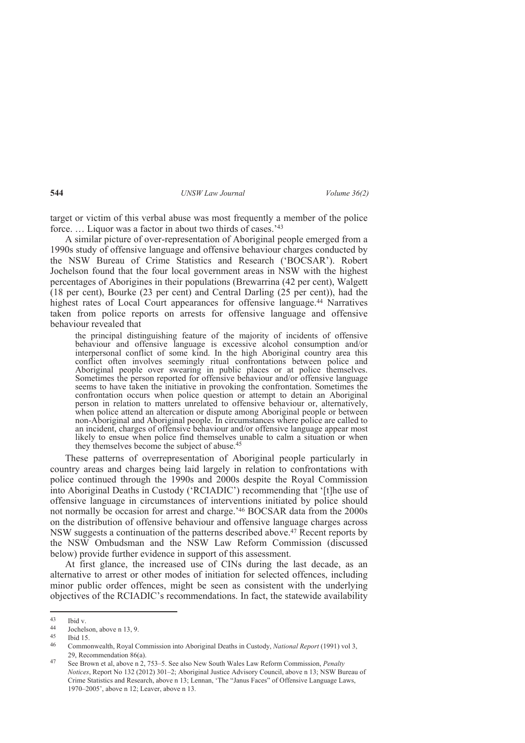target or victim of this verbal abuse was most frequently a member of the police force. … Liquor was a factor in about two thirds of cases.'[43]

A similar picture of over-representation of Aboriginal people emerged from a 1990s study of offensive language and offensive behaviour charges conducted by the NSW Bureau of Crime Statistics and Research ('BOCSAR'). Robert Jochelson found that the four local government areas in NSW with the highest percentages of Aborigines in their populations (Brewarrina (42 per cent), Walgett (18 per cent), Bourke (23 per cent) and Central Darling (25 per cent)), had the highest rates of Local Court appearances for offensive language.[44] Narratives taken from police reports on arrests for offensive language and offensive behaviour revealed that

> the principal distinguishing feature of the majority of incidents of offensive behaviour and offensive language is excessive alcohol consumption and/or interpersonal conflict of some kind. In the high Aboriginal country area this conflict often involves seemingly ritual confrontations between police and Aboriginal people over swearing in public places or at police themselves. Sometimes the person reported for offensive behaviour and/or offensive language seems to have taken the initiative in provoking the confrontation. Sometimes the confrontation occurs when police question or attempt to detain an Aboriginal person in relation to matters unrelated to offensive behaviour or, alternatively, when police attend an altercation or dispute among Aboriginal people or between non-Aboriginal and Aboriginal people. In circumstances where police are called to an incident, charges of offensive behaviour and/or offensive language appear most likely to ensue when police find themselves unable to calm a situation or when they themselves become the subject of abuse.[45]

These patterns of overrepresentation of Aboriginal people particularly in country areas and charges being laid largely in relation to confrontations with police continued through the 1990s and 2000s despite the Royal Commission into Aboriginal Deaths in Custody ('RCIADIC') recommending that '[t]he use of offensive language in circumstances of interventions initiated by police should not normally be occasion for arrest and charge.'[46] BOCSAR data from the 2000s on the distribution of offensive behaviour and offensive language charges across NSW suggests a continuation of the patterns described above.[47] Recent reports by the NSW Ombudsman and the NSW Law Reform Commission (discussed below) provide further evidence in support of this assessment.

At first glance, the increased use of CINs during the last decade, as an alternative to arrest or other modes of initiation for selected offences, including minor public order offences, might be seen as consistent with the underlying objectives of the RCIADIC's recommendations. In fact, the statewide availability

---

43 Ibid v.

44 Jochelson, above n 13, 9.

45 Ibid 15.

46 Commonwealth, Royal Commission into Aboriginal Deaths in Custody, *National Report* (1991) vol 3, 29, Recommendation 86(a).

47 See Brown et al, above n 2, 753–5. See also New South Wales Law Reform Commission, *Penalty Notices*, Report No 132 (2012) 301–2; Aboriginal Justice Advisory Council, above n 13; NSW Bureau of Crime Statistics and Research, above n 13; Lennan, 'The "Janus Faces" of Offensive Language Laws, 1970–2005', above n 12; Leaver, above n 13.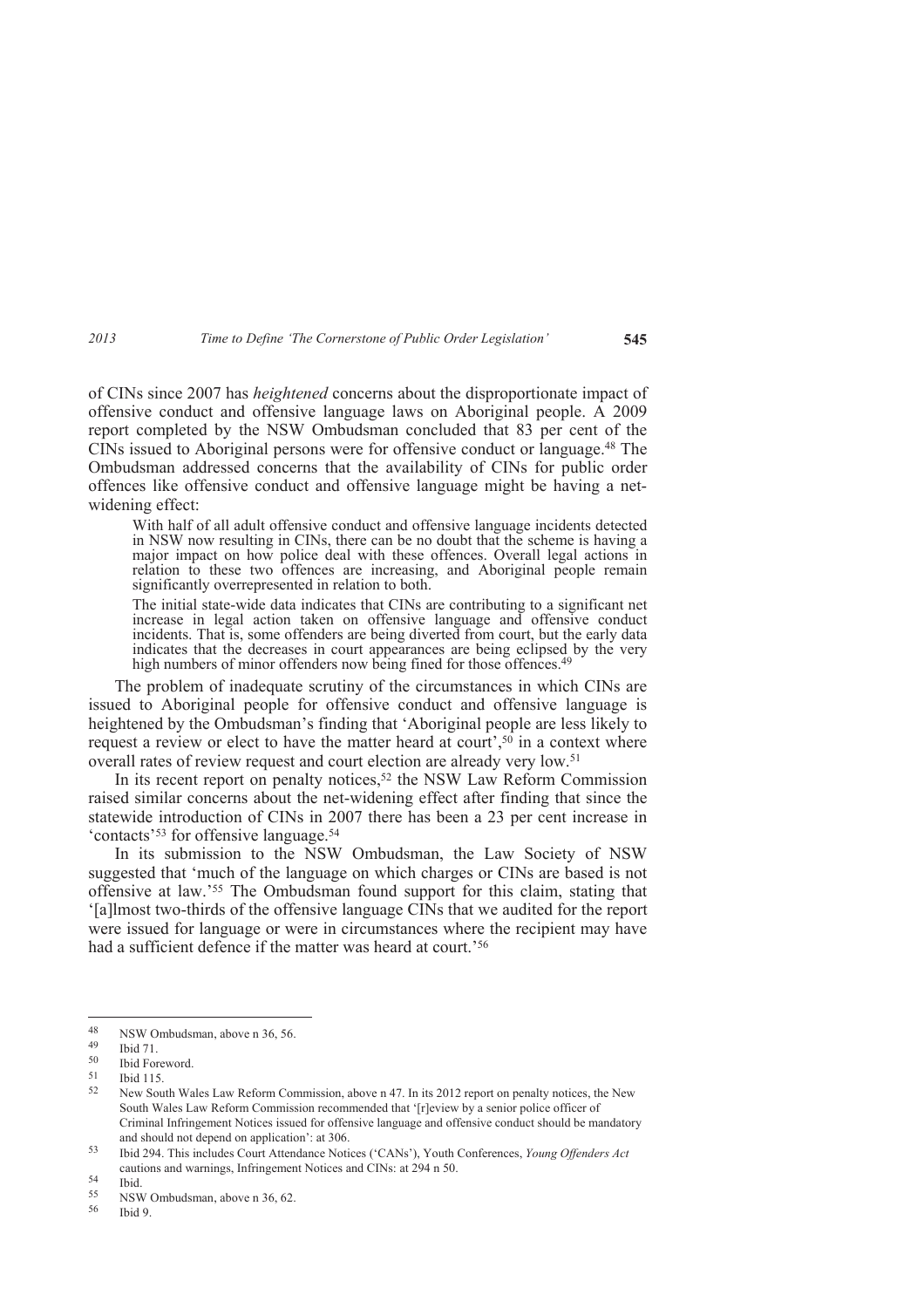of CINs since 2007 has *heightened* concerns about the disproportionate impact of offensive conduct and offensive language laws on Aboriginal people. A 2009 report completed by the NSW Ombudsman concluded that 83 per cent of the CINs issued to Aboriginal persons were for offensive conduct or language.[48] The Ombudsman addressed concerns that the availability of CINs for public order offences like offensive conduct and offensive language might be having a net-widening effect:

> With half of all adult offensive conduct and offensive language incidents detected in NSW now resulting in CINs, there can be no doubt that the scheme is having a major impact on how police deal with these offences. Overall legal actions in relation to these two offences are increasing, and Aboriginal people remain significantly overrepresented in relation to both.
>
> The initial state-wide data indicates that CINs are contributing to a significant net increase in legal action taken on offensive language and offensive conduct incidents. That is, some offenders are being diverted from court, but the early data indicates that the decreases in court appearances are being eclipsed by the very high numbers of minor offenders now being fined for those offences.[49]

The problem of inadequate scrutiny of the circumstances in which CINs are issued to Aboriginal people for offensive conduct and offensive language is heightened by the Ombudsman's finding that 'Aboriginal people are less likely to request a review or elect to have the matter heard at court',[50] in a context where overall rates of review request and court election are already very low.[51]

In its recent report on penalty notices,[52] the NSW Law Reform Commission raised similar concerns about the net-widening effect after finding that since the statewide introduction of CINs in 2007 there has been a 23 per cent increase in 'contacts'[53] for offensive language.[54]

In its submission to the NSW Ombudsman, the Law Society of NSW suggested that 'much of the language on which charges or CINs are based is not offensive at law.'[55] The Ombudsman found support for this claim, stating that '[a]lmost two-thirds of the offensive language CINs that we audited for the report were issued for language or were in circumstances where the recipient may have had a sufficient defence if the matter was heard at court.'[56]

---

[48] NSW Ombudsman, above n 36, 56.

[49] Ibid 71.

[50] Ibid Foreword.

[51] Ibid 115.

[52] New South Wales Law Reform Commission, above n 47. In its 2012 report on penalty notices, the New South Wales Law Reform Commission recommended that '[r]eview by a senior police officer of Criminal Infringement Notices issued for offensive language and offensive conduct should be mandatory and should not depend on application': at 306.

[53] Ibid 294. This includes Court Attendance Notices ('CANs'), Youth Conferences, *Young Offenders Act* cautions and warnings, Infringement Notices and CINs: at 294 n 50.

[54] Ibid.

[55] NSW Ombudsman, above n 36, 62.

[56] Ibid 9.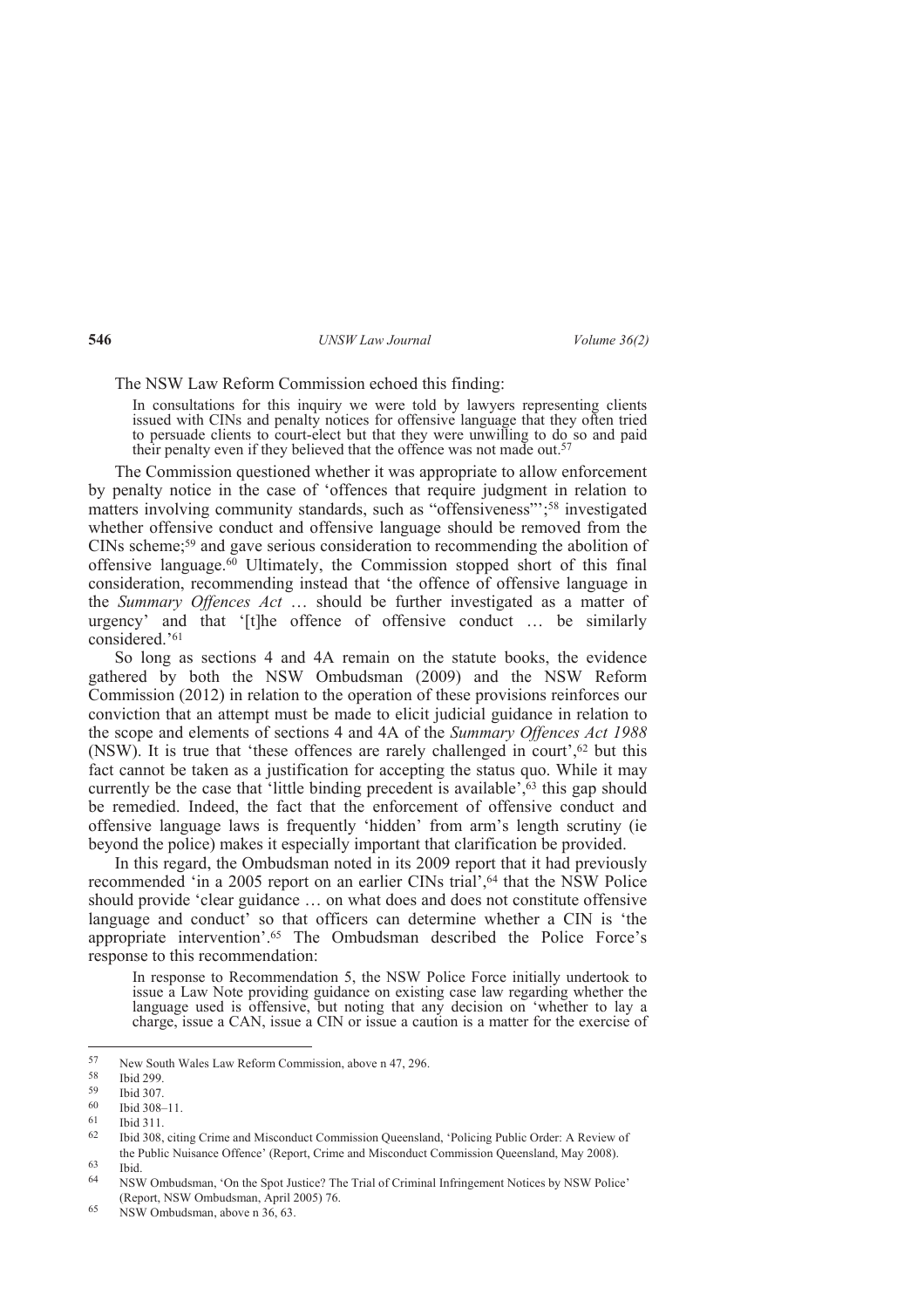The NSW Law Reform Commission echoed this finding:

> In consultations for this inquiry we were told by lawyers representing clients issued with CINs and penalty notices for offensive language that they often tried to persuade clients to court-elect but that they were unwilling to do so and paid their penalty even if they believed that the offence was not made out.[57]

The Commission questioned whether it was appropriate to allow enforcement by penalty notice in the case of 'offences that require judgment in relation to matters involving community standards, such as "offensiveness"';[58] investigated whether offensive conduct and offensive language should be removed from the CINs scheme;[59] and gave serious consideration to recommending the abolition of offensive language.[60] Ultimately, the Commission stopped short of this final consideration, recommending instead that 'the offence of offensive language in the *Summary Offences Act* … should be further investigated as a matter of urgency' and that '[t]he offence of offensive conduct … be similarly considered.'[61]

So long as sections 4 and 4A remain on the statute books, the evidence gathered by both the NSW Ombudsman (2009) and the NSW Reform Commission (2012) in relation to the operation of these provisions reinforces our conviction that an attempt must be made to elicit judicial guidance in relation to the scope and elements of sections 4 and 4A of the *Summary Offences Act 1988* (NSW). It is true that 'these offences are rarely challenged in court',[62] but this fact cannot be taken as a justification for accepting the status quo. While it may currently be the case that 'little binding precedent is available',[63] this gap should be remedied. Indeed, the fact that the enforcement of offensive conduct and offensive language laws is frequently 'hidden' from arm's length scrutiny (ie beyond the police) makes it especially important that clarification be provided.

In this regard, the Ombudsman noted in its 2009 report that it had previously recommended 'in a 2005 report on an earlier CINs trial',[64] that the NSW Police should provide 'clear guidance … on what does and does not constitute offensive language and conduct' so that officers can determine whether a CIN is 'the appropriate intervention'.[65] The Ombudsman described the Police Force's response to this recommendation:

> In response to Recommendation 5, the NSW Police Force initially undertook to issue a Law Note providing guidance on existing case law regarding whether the language used is offensive, but noting that any decision on 'whether to lay a charge, issue a CAN, issue a CIN or issue a caution is a matter for the exercise of

---

57 New South Wales Law Reform Commission, above n 47, 296.

58 Ibid 299.

59 Ibid 307.

60 Ibid 308–11.

61 Ibid 311.

62 Ibid 308, citing Crime and Misconduct Commission Queensland, 'Policing Public Order: A Review of the Public Nuisance Offence' (Report, Crime and Misconduct Commission Queensland, May 2008).

63 Ibid.

64 NSW Ombudsman, 'On the Spot Justice? The Trial of Criminal Infringement Notices by NSW Police' (Report, NSW Ombudsman, April 2005) 76.

65 NSW Ombudsman, above n 36, 63.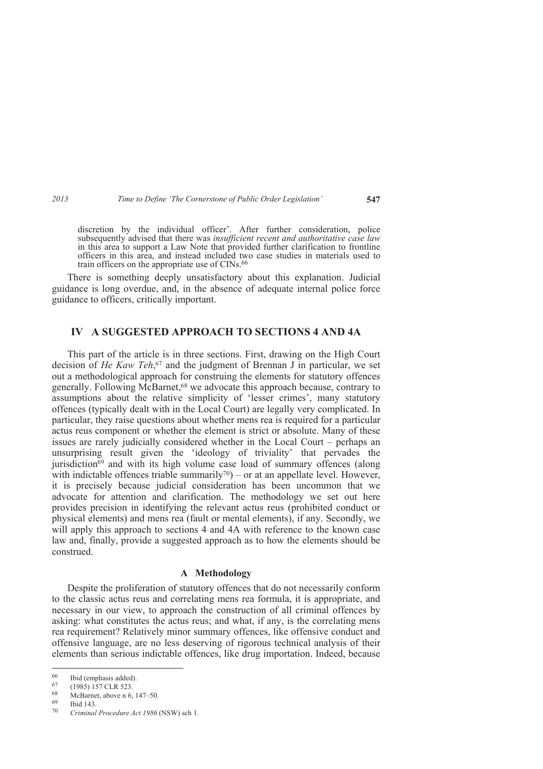discretion by the individual officer'. After further consideration, police subsequently advised that there was *insufficient recent and authoritative case law* in this area to support a Law Note that provided further clarification to frontline officers in this area, and instead included two case studies in materials used to train officers on the appropriate use of CINs.[66]

There is something deeply unsatisfactory about this explanation. Judicial guidance is long overdue, and, in the absence of adequate internal police force guidance to officers, critically important.

## IV A SUGGESTED APPROACH TO SECTIONS 4 AND 4A

This part of the article is in three sections. First, drawing on the High Court decision of *He Kaw Teh*,[67] and the judgment of Brennan J in particular, we set out a methodological approach for construing the elements for statutory offences generally. Following McBarnet,[68] we advocate this approach because, contrary to assumptions about the relative simplicity of 'lesser crimes', many statutory offences (typically dealt with in the Local Court) are legally very complicated. In particular, they raise questions about whether mens rea is required for a particular actus reus component or whether the element is strict or absolute. Many of these issues are rarely judicially considered whether in the Local Court – perhaps an unsurprising result given the 'ideology of triviality' that pervades the jurisdiction[69] and with its high volume case load of summary offences (along with indictable offences triable summarily[70]) – or at an appellate level. However, it is precisely because judicial consideration has been uncommon that we advocate for attention and clarification. The methodology we set out here provides precision in identifying the relevant actus reus (prohibited conduct or physical elements) and mens rea (fault or mental elements), if any. Secondly, we will apply this approach to sections 4 and 4A with reference to the known case law and, finally, provide a suggested approach as to how the elements should be construed.

### A Methodology

Despite the proliferation of statutory offences that do not necessarily conform to the classic actus reus and correlating mens rea formula, it is appropriate, and necessary in our view, to approach the construction of all criminal offences by asking: what constitutes the actus reus; and what, if any, is the correlating mens rea requirement? Relatively minor summary offences, like offensive conduct and offensive language, are no less deserving of rigorous technical analysis of their elements than serious indictable offences, like drug importation. Indeed, because

---

[66] Ibid (emphasis added).

[67] (1985) 157 CLR 523.

[68] McBarnet, above n 6, 147–50.

[69] Ibid 143.

[70] *Criminal Procedure Act 1986* (NSW) sch 1.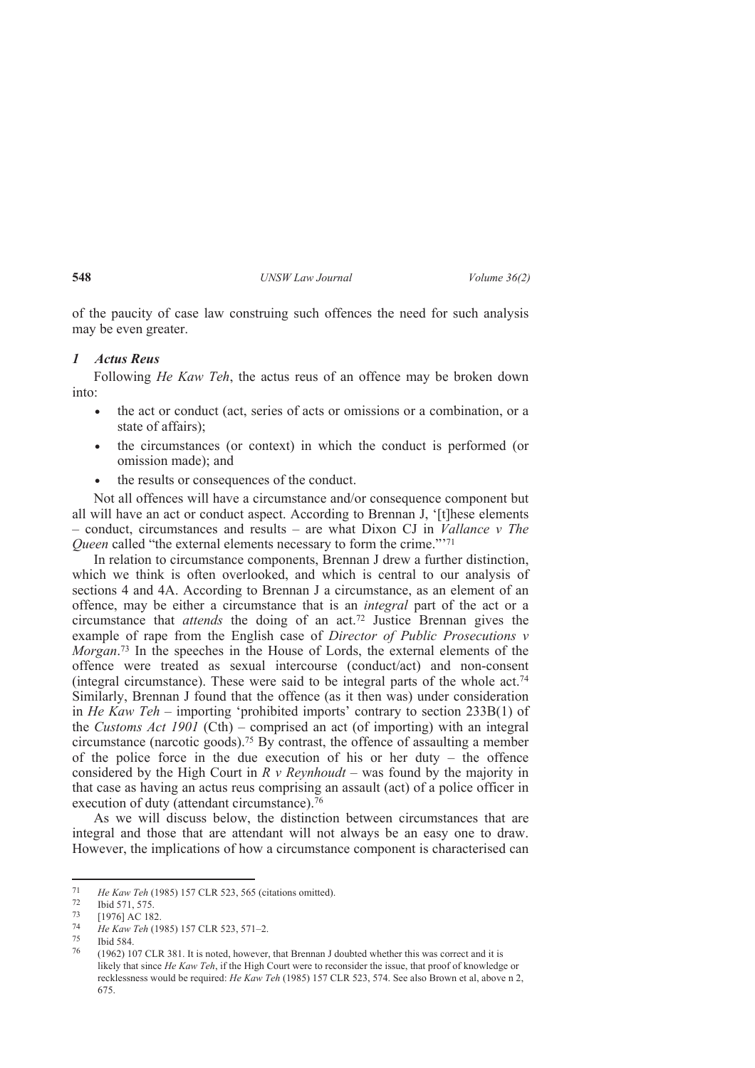of the paucity of case law construing such offences the need for such analysis may be even greater.

### *1 Actus Reus*

Following *He Kaw Teh*, the actus reus of an offence may be broken down into:

- the act or conduct (act, series of acts or omissions or a combination, or a state of affairs);
- the circumstances (or context) in which the conduct is performed (or omission made); and
- the results or consequences of the conduct.

Not all offences will have a circumstance and/or consequence component but all will have an act or conduct aspect. According to Brennan J, '[t]hese elements – conduct, circumstances and results – are what Dixon CJ in *Vallance v The Queen* called "the external elements necessary to form the crime."'[71]

In relation to circumstance components, Brennan J drew a further distinction, which we think is often overlooked, and which is central to our analysis of sections 4 and 4A. According to Brennan J a circumstance, as an element of an offence, may be either a circumstance that is an *integral* part of the act or a circumstance that *attends* the doing of an act.[72] Justice Brennan gives the example of rape from the English case of *Director of Public Prosecutions v Morgan*.[73] In the speeches in the House of Lords, the external elements of the offence were treated as sexual intercourse (conduct/act) and non-consent (integral circumstance). These were said to be integral parts of the whole act.[74] Similarly, Brennan J found that the offence (as it then was) under consideration in *He Kaw Teh* – importing 'prohibited imports' contrary to section 233B(1) of the *Customs Act 1901* (Cth) – comprised an act (of importing) with an integral circumstance (narcotic goods).[75] By contrast, the offence of assaulting a member of the police force in the due execution of his or her duty – the offence considered by the High Court in *R v Reynhoudt* – was found by the majority in that case as having an actus reus comprising an assault (act) of a police officer in execution of duty (attendant circumstance).[76]

As we will discuss below, the distinction between circumstances that are integral and those that are attendant will not always be an easy one to draw. However, the implications of how a circumstance component is characterised can

---

71 *He Kaw Teh* (1985) 157 CLR 523, 565 (citations omitted).

72 Ibid 571, 575.

73 [1976] AC 182.

74 *He Kaw Teh* (1985) 157 CLR 523, 571–2.

75 Ibid 584.

76 (1962) 107 CLR 381. It is noted, however, that Brennan J doubted whether this was correct and it is likely that since *He Kaw Teh*, if the High Court were to reconsider the issue, that proof of knowledge or recklessness would be required: *He Kaw Teh* (1985) 157 CLR 523, 574. See also Brown et al, above n 2, 675.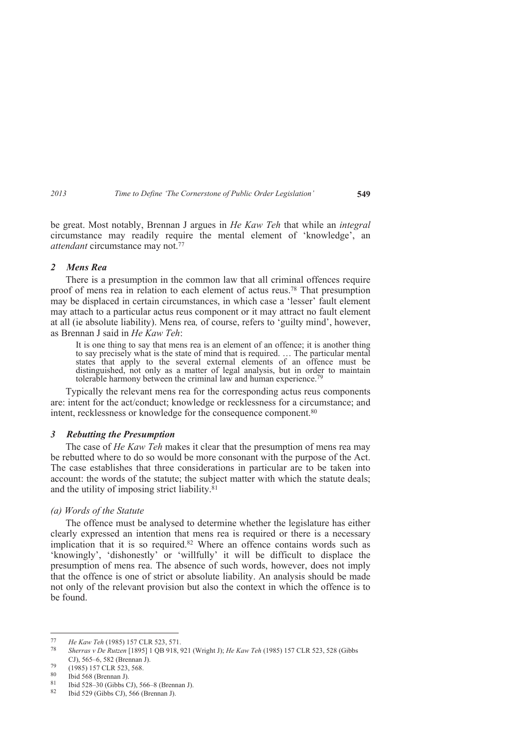be great. Most notably, Brennan J argues in *He Kaw Teh* that while an *integral* circumstance may readily require the mental element of 'knowledge', an *attendant* circumstance may not.[77]

### *2 Mens Rea*

There is a presumption in the common law that all criminal offences require proof of mens rea in relation to each element of actus reus.[78] That presumption may be displaced in certain circumstances, in which case a 'lesser' fault element may attach to a particular actus reus component or it may attract no fault element at all (ie absolute liability). Mens rea*,* of course, refers to 'guilty mind', however, as Brennan J said in *He Kaw Teh*:

> It is one thing to say that mens rea is an element of an offence; it is another thing to say precisely what is the state of mind that is required. … The particular mental states that apply to the several external elements of an offence must be distinguished, not only as a matter of legal analysis, but in order to maintain tolerable harmony between the criminal law and human experience.[79]

Typically the relevant mens rea for the corresponding actus reus components are: intent for the act/conduct; knowledge or recklessness for a circumstance; and intent, recklessness or knowledge for the consequence component.[80]

### *3 Rebutting the Presumption*

The case of *He Kaw Teh* makes it clear that the presumption of mens rea may be rebutted where to do so would be more consonant with the purpose of the Act. The case establishes that three considerations in particular are to be taken into account: the words of the statute; the subject matter with which the statute deals; and the utility of imposing strict liability.[81]

#### *(a) Words of the Statute*

The offence must be analysed to determine whether the legislature has either clearly expressed an intention that mens rea is required or there is a necessary implication that it is so required.[82] Where an offence contains words such as 'knowingly', 'dishonestly' or 'willfully' it will be difficult to displace the presumption of mens rea. The absence of such words, however, does not imply that the offence is one of strict or absolute liability. An analysis should be made not only of the relevant provision but also the context in which the offence is to be found.

---

[77] *He Kaw Teh* (1985) 157 CLR 523, 571.

[78] *Sherras v De Rutzen* [1895] 1 QB 918, 921 (Wright J); *He Kaw Teh* (1985) 157 CLR 523, 528 (Gibbs CJ), 565–6, 582 (Brennan J).

[79] (1985) 157 CLR 523, 568.

[80] Ibid 568 (Brennan J).

[81] Ibid 528–30 (Gibbs CJ), 566–8 (Brennan J).

[82] Ibid 529 (Gibbs CJ), 566 (Brennan J).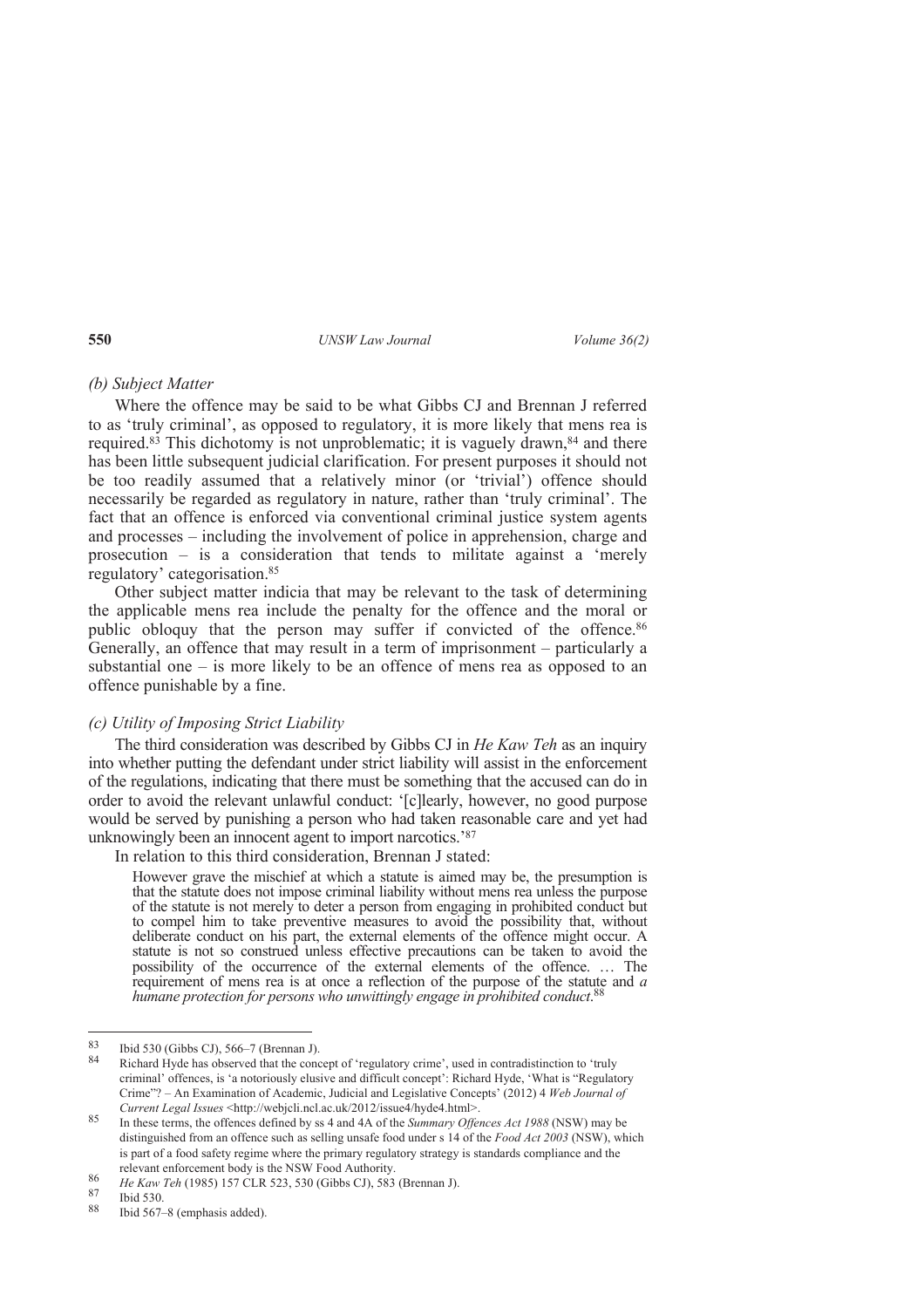### *(b) Subject Matter*

Where the offence may be said to be what Gibbs CJ and Brennan J referred to as 'truly criminal', as opposed to regulatory, it is more likely that mens rea is required.[83] This dichotomy is not unproblematic; it is vaguely drawn,[84] and there has been little subsequent judicial clarification. For present purposes it should not be too readily assumed that a relatively minor (or 'trivial') offence should necessarily be regarded as regulatory in nature, rather than 'truly criminal'. The fact that an offence is enforced via conventional criminal justice system agents and processes – including the involvement of police in apprehension, charge and prosecution – is a consideration that tends to militate against a 'merely regulatory' categorisation.[85]

Other subject matter indicia that may be relevant to the task of determining the applicable mens rea include the penalty for the offence and the moral or public obloquy that the person may suffer if convicted of the offence.[86] Generally, an offence that may result in a term of imprisonment – particularly a substantial one – is more likely to be an offence of mens rea as opposed to an offence punishable by a fine.

### *(c) Utility of Imposing Strict Liability*

The third consideration was described by Gibbs CJ in *He Kaw Teh* as an inquiry into whether putting the defendant under strict liability will assist in the enforcement of the regulations, indicating that there must be something that the accused can do in order to avoid the relevant unlawful conduct: '[c]learly, however, no good purpose would be served by punishing a person who had taken reasonable care and yet had unknowingly been an innocent agent to import narcotics.'[87]

In relation to this third consideration, Brennan J stated:

> However grave the mischief at which a statute is aimed may be, the presumption is that the statute does not impose criminal liability without mens rea unless the purpose of the statute is not merely to deter a person from engaging in prohibited conduct but to compel him to take preventive measures to avoid the possibility that, without deliberate conduct on his part, the external elements of the offence might occur. A statute is not so construed unless effective precautions can be taken to avoid the possibility of the occurrence of the external elements of the offence. … The requirement of mens rea is at once a reflection of the purpose of the statute and *a humane protection for persons who unwittingly engage in prohibited conduct*.[88]

---

83 Ibid 530 (Gibbs CJ), 566–7 (Brennan J).

84 Richard Hyde has observed that the concept of 'regulatory crime', used in contradistinction to 'truly criminal' offences, is 'a notoriously elusive and difficult concept': Richard Hyde, 'What is "Regulatory Crime"? – An Examination of Academic, Judicial and Legislative Concepts' (2012) 4 *Web Journal of Current Legal Issues* <http://webjcli.ncl.ac.uk/2012/issue4/hyde4.html>.

85 In these terms, the offences defined by ss 4 and 4A of the *Summary Offences Act 1988* (NSW) may be distinguished from an offence such as selling unsafe food under s 14 of the *Food Act 2003* (NSW), which is part of a food safety regime where the primary regulatory strategy is standards compliance and the relevant enforcement body is the NSW Food Authority.

86 *He Kaw Teh* (1985) 157 CLR 523, 530 (Gibbs CJ), 583 (Brennan J).

87 Ibid 530.

88 Ibid 567–8 (emphasis added).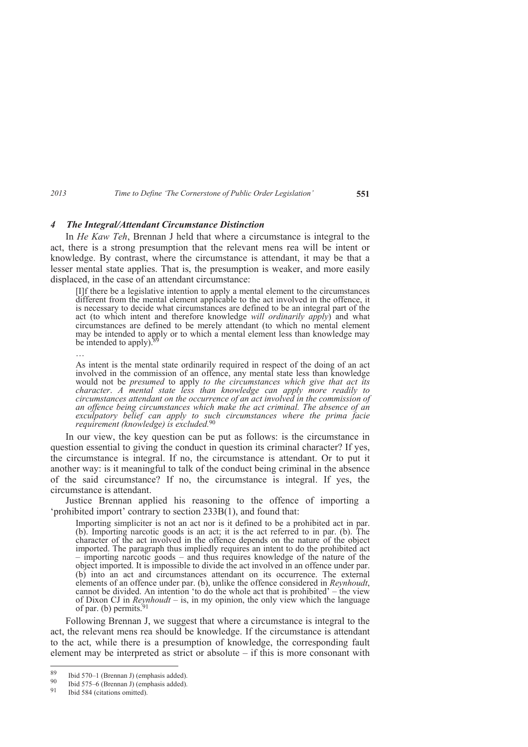### *4 The Integral/Attendant Circumstance Distinction*

In *He Kaw Teh*, Brennan J held that where a circumstance is integral to the act, there is a strong presumption that the relevant mens rea will be intent or knowledge. By contrast, where the circumstance is attendant, it may be that a lesser mental state applies. That is, the presumption is weaker, and more easily displaced, in the case of an attendant circumstance:

> [I]f there be a legislative intention to apply a mental element to the circumstances different from the mental element applicable to the act involved in the offence, it is necessary to decide what circumstances are defined to be an integral part of the act (to which intent and therefore knowledge *will ordinarily apply*) and what circumstances are defined to be merely attendant (to which no mental element may be intended to apply or to which a mental element less than knowledge may be intended to apply).[89]
>
> …
>
> As intent is the mental state ordinarily required in respect of the doing of an act involved in the commission of an offence, any mental state less than knowledge would not be *presumed* to apply *to the circumstances which give that act its character*. *A mental state less than knowledge can apply more readily to circumstances attendant on the occurrence of an act involved in the commission of an offence being circumstances which make the act criminal. The absence of an exculpatory belief can apply to such circumstances where the prima facie requirement (knowledge) is excluded.*[90]

In our view, the key question can be put as follows: is the circumstance in question essential to giving the conduct in question its criminal character? If yes, the circumstance is integral. If no, the circumstance is attendant. Or to put it another way: is it meaningful to talk of the conduct being criminal in the absence of the said circumstance? If no, the circumstance is integral. If yes, the circumstance is attendant.

Justice Brennan applied his reasoning to the offence of importing a 'prohibited import' contrary to section 233B(1), and found that:

> Importing simpliciter is not an act nor is it defined to be a prohibited act in par. (b). Importing narcotic goods is an act; it is the act referred to in par. (b). The character of the act involved in the offence depends on the nature of the object imported. The paragraph thus impliedly requires an intent to do the prohibited act – importing narcotic goods – and thus requires knowledge of the nature of the object imported. It is impossible to divide the act involved in an offence under par. (b) into an act and circumstances attendant on its occurrence. The external elements of an offence under par. (b), unlike the offence considered in *Reynhoudt*, cannot be divided. An intention 'to do the whole act that is prohibited' – the view of Dixon CJ in *Reynhoudt* – is, in my opinion, the only view which the language of par. (b) permits.[91]

Following Brennan J, we suggest that where a circumstance is integral to the act, the relevant mens rea should be knowledge. If the circumstance is attendant to the act, while there is a presumption of knowledge, the corresponding fault element may be interpreted as strict or absolute – if this is more consonant with

---

[89] Ibid 570–1 (Brennan J) (emphasis added).

[90] Ibid 575–6 (Brennan J) (emphasis added).

[91] Ibid 584 (citations omitted).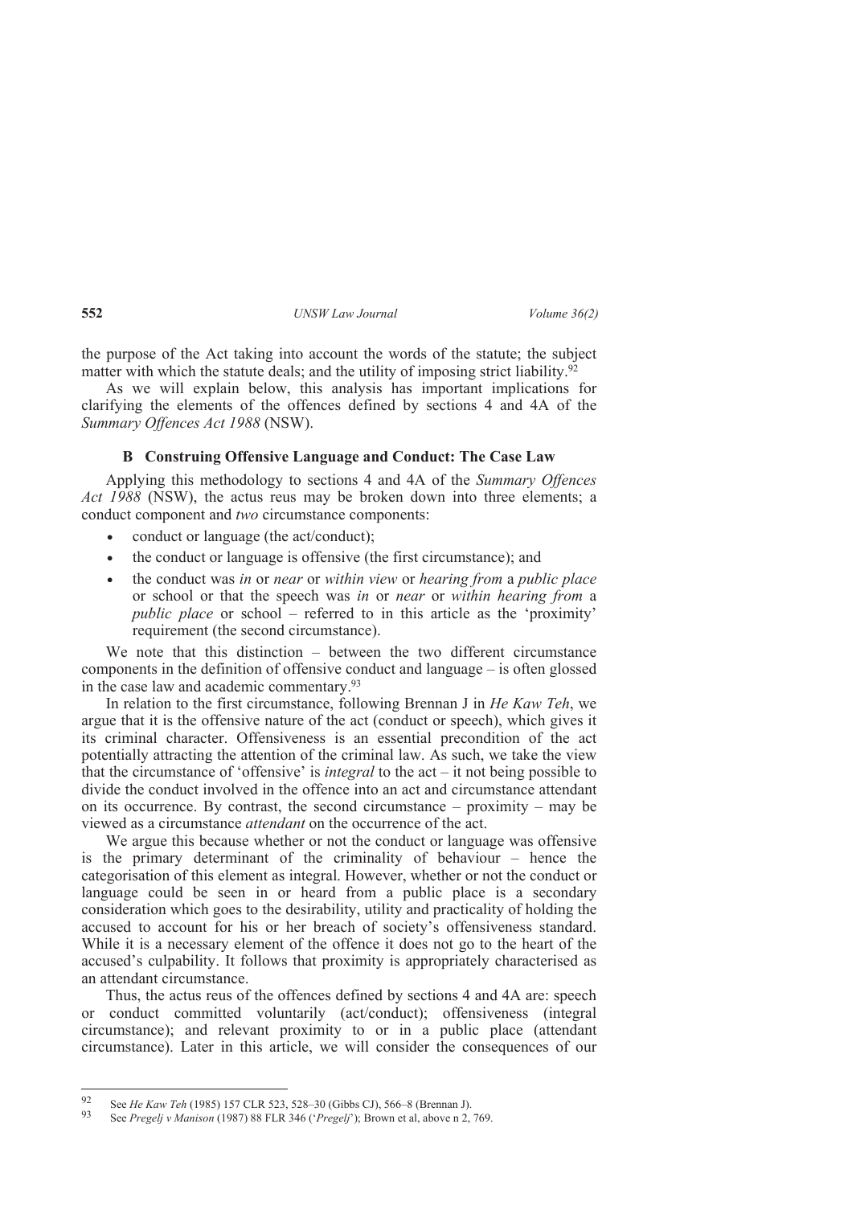the purpose of the Act taking into account the words of the statute; the subject matter with which the statute deals; and the utility of imposing strict liability.[92]

As we will explain below, this analysis has important implications for clarifying the elements of the offences defined by sections 4 and 4A of the *Summary Offences Act 1988* (NSW).

### B Construing Offensive Language and Conduct: The Case Law

Applying this methodology to sections 4 and 4A of the *Summary Offences Act 1988* (NSW), the actus reus may be broken down into three elements; a conduct component and *two* circumstance components:

- conduct or language (the act/conduct);
- the conduct or language is offensive (the first circumstance); and
- the conduct was *in* or *near* or *within view* or *hearing from* a *public place* or school or that the speech was *in* or *near* or *within hearing from* a *public place* or school – referred to in this article as the 'proximity' requirement (the second circumstance).

We note that this distinction – between the two different circumstance components in the definition of offensive conduct and language – is often glossed in the case law and academic commentary.[93]

In relation to the first circumstance, following Brennan J in *He Kaw Teh*, we argue that it is the offensive nature of the act (conduct or speech), which gives it its criminal character. Offensiveness is an essential precondition of the act potentially attracting the attention of the criminal law. As such, we take the view that the circumstance of 'offensive' is *integral* to the act – it not being possible to divide the conduct involved in the offence into an act and circumstance attendant on its occurrence. By contrast, the second circumstance – proximity – may be viewed as a circumstance *attendant* on the occurrence of the act.

We argue this because whether or not the conduct or language was offensive is the primary determinant of the criminality of behaviour – hence the categorisation of this element as integral. However, whether or not the conduct or language could be seen in or heard from a public place is a secondary consideration which goes to the desirability, utility and practicality of holding the accused to account for his or her breach of society's offensiveness standard. While it is a necessary element of the offence it does not go to the heart of the accused's culpability. It follows that proximity is appropriately characterised as an attendant circumstance.

Thus, the actus reus of the offences defined by sections 4 and 4A are: speech or conduct committed voluntarily (act/conduct); offensiveness (integral circumstance); and relevant proximity to or in a public place (attendant circumstance). Later in this article, we will consider the consequences of our

---

92 See *He Kaw Teh* (1985) 157 CLR 523, 528–30 (Gibbs CJ), 566–8 (Brennan J).

93 See *Pregelj v Manison* (1987) 88 FLR 346 ('*Pregelj*'); Brown et al, above n 2, 769.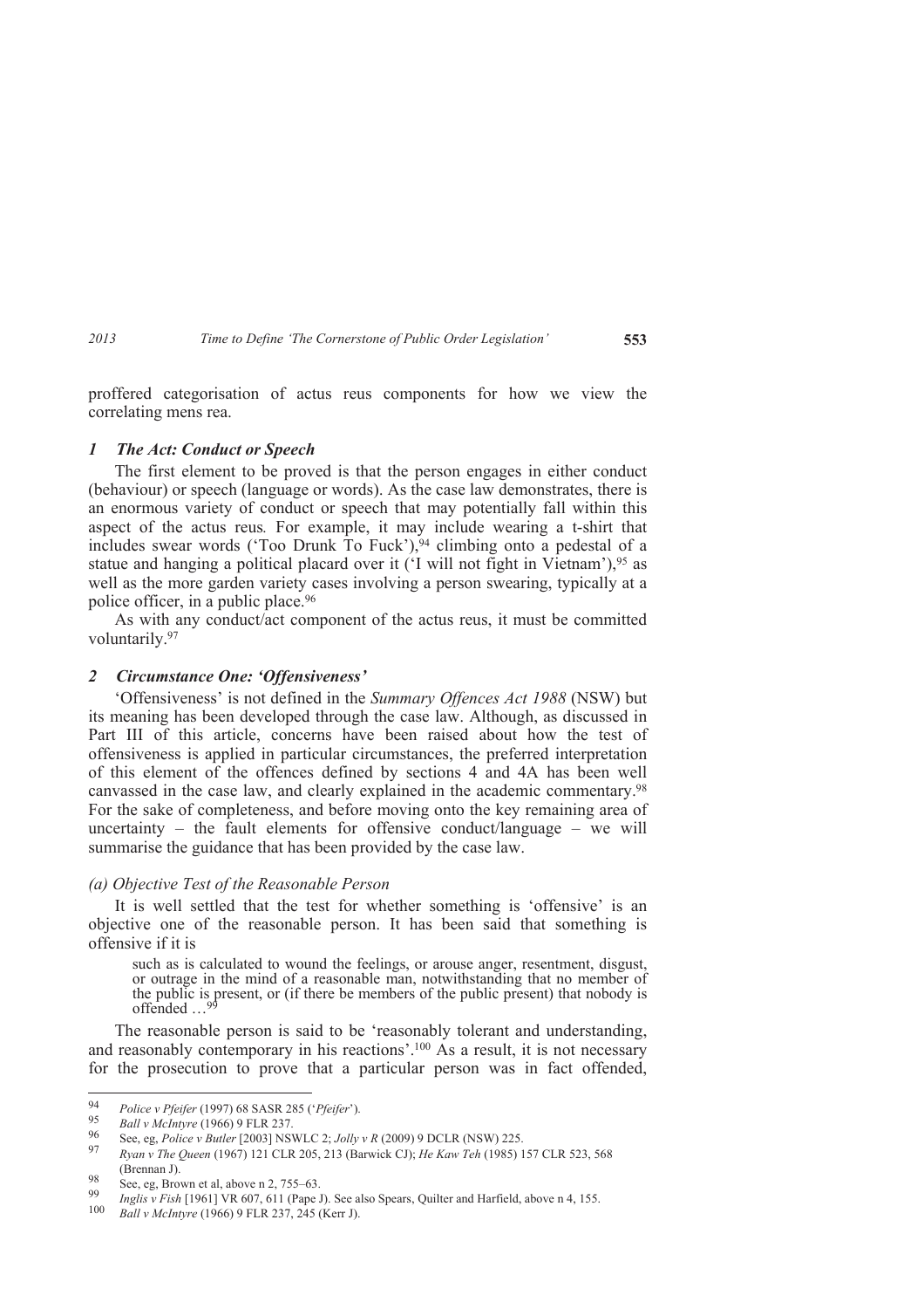proffered categorisation of actus reus components for how we view the correlating mens rea.

### *1 The Act: Conduct or Speech*

The first element to be proved is that the person engages in either conduct (behaviour) or speech (language or words). As the case law demonstrates, there is an enormous variety of conduct or speech that may potentially fall within this aspect of the actus reus*.* For example, it may include wearing a t-shirt that includes swear words ('Too Drunk To Fuck'),[94] climbing onto a pedestal of a statue and hanging a political placard over it ('I will not fight in Vietnam'),[95] as well as the more garden variety cases involving a person swearing, typically at a police officer, in a public place.[96]

As with any conduct/act component of the actus reus, it must be committed voluntarily.[97]

### *2 Circumstance One: 'Offensiveness'*

'Offensiveness' is not defined in the *Summary Offences Act 1988* (NSW) but its meaning has been developed through the case law. Although, as discussed in Part III of this article, concerns have been raised about how the test of offensiveness is applied in particular circumstances, the preferred interpretation of this element of the offences defined by sections 4 and 4A has been well canvassed in the case law, and clearly explained in the academic commentary.[98] For the sake of completeness, and before moving onto the key remaining area of uncertainty – the fault elements for offensive conduct/language – we will summarise the guidance that has been provided by the case law.

#### *(a) Objective Test of the Reasonable Person*

It is well settled that the test for whether something is 'offensive' is an objective one of the reasonable person. It has been said that something is offensive if it is

> such as is calculated to wound the feelings, or arouse anger, resentment, disgust, or outrage in the mind of a reasonable man, notwithstanding that no member of the public is present, or (if there be members of the public present) that nobody is offended …[99]

The reasonable person is said to be 'reasonably tolerant and understanding, and reasonably contemporary in his reactions'.[100] As a result, it is not necessary for the prosecution to prove that a particular person was in fact offended,

---

[94] *Police v Pfeifer* (1997) 68 SASR 285 ('*Pfeifer*').

[95] *Ball v McIntyre* (1966) 9 FLR 237.

[96] See, eg, *Police v Butler* [2003] NSWLC 2; *Jolly v R* (2009) 9 DCLR (NSW) 225.

[97] *Ryan v The Queen* (1967) 121 CLR 205, 213 (Barwick CJ); *He Kaw Teh* (1985) 157 CLR 523, 568 (Brennan J).

[98] See, eg, Brown et al, above n 2, 755–63.

[99] *Inglis v Fish* [1961] VR 607, 611 (Pape J). See also Spears, Quilter and Harfield, above n 4, 155.

[100] *Ball v McIntyre* (1966) 9 FLR 237, 245 (Kerr J).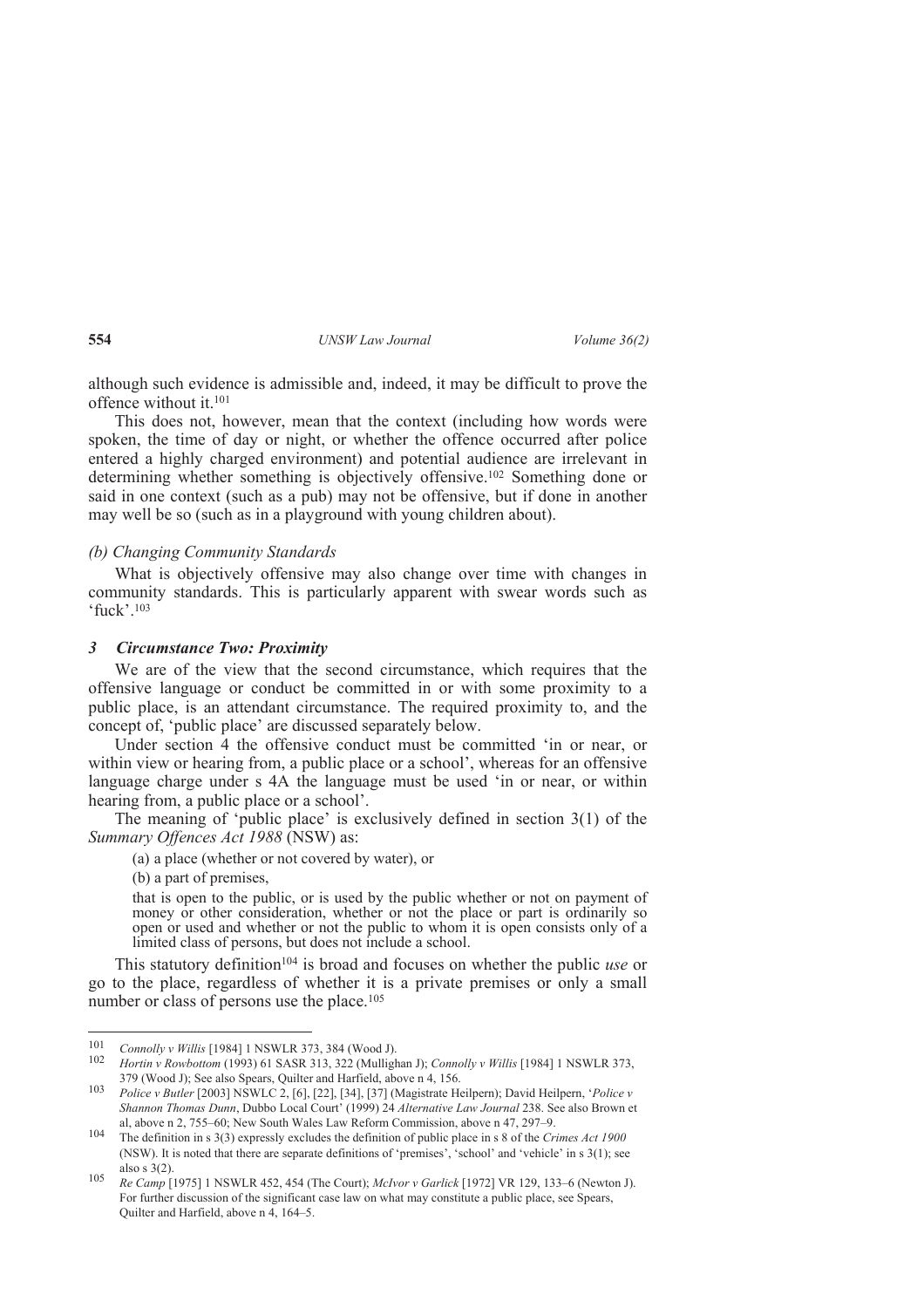although such evidence is admissible and, indeed, it may be difficult to prove the offence without it.[101]

This does not, however, mean that the context (including how words were spoken, the time of day or night, or whether the offence occurred after police entered a highly charged environment) and potential audience are irrelevant in determining whether something is objectively offensive.[102] Something done or said in one context (such as a pub) may not be offensive, but if done in another may well be so (such as in a playground with young children about).

*(b) Changing Community Standards*

What is objectively offensive may also change over time with changes in community standards. This is particularly apparent with swear words such as 'fuck'.[103]

### *3 Circumstance Two: Proximity*

We are of the view that the second circumstance, which requires that the offensive language or conduct be committed in or with some proximity to a public place, is an attendant circumstance. The required proximity to, and the concept of, 'public place' are discussed separately below.

Under section 4 the offensive conduct must be committed 'in or near, or within view or hearing from, a public place or a school', whereas for an offensive language charge under s 4A the language must be used 'in or near, or within hearing from, a public place or a school'.

The meaning of 'public place' is exclusively defined in section 3(1) of the *Summary Offences Act 1988* (NSW) as:

> (a) a place (whether or not covered by water), or
>
> (b) a part of premises,
>
> that is open to the public, or is used by the public whether or not on payment of money or other consideration, whether or not the place or part is ordinarily so open or used and whether or not the public to whom it is open consists only of a limited class of persons, but does not include a school.

This statutory definition[104] is broad and focuses on whether the public *use* or go to the place, regardless of whether it is a private premises or only a small number or class of persons use the place.[105]

---

101 *Connolly v Willis* [1984] 1 NSWLR 373, 384 (Wood J).

102 *Hortin v Rowbottom* (1993) 61 SASR 313, 322 (Mullighan J); *Connolly v Willis* [1984] 1 NSWLR 373, 379 (Wood J); See also Spears, Quilter and Harfield, above n 4, 156.

103 *Police v Butler* [2003] NSWLC 2, [6], [22], [34], [37] (Magistrate Heilpern); David Heilpern, '*Police v Shannon Thomas Dunn*, Dubbo Local Court' (1999) 24 *Alternative Law Journal* 238. See also Brown et al, above n 2, 755–60; New South Wales Law Reform Commission, above n 47, 297–9.

104 The definition in s 3(3) expressly excludes the definition of public place in s 8 of the *Crimes Act 1900* (NSW). It is noted that there are separate definitions of 'premises', 'school' and 'vehicle' in s 3(1); see also s 3(2).

105 *Re Camp* [1975] 1 NSWLR 452, 454 (The Court); *McIvor v Garlick* [1972] VR 129, 133–6 (Newton J). For further discussion of the significant case law on what may constitute a public place, see Spears, Quilter and Harfield, above n 4, 164–5.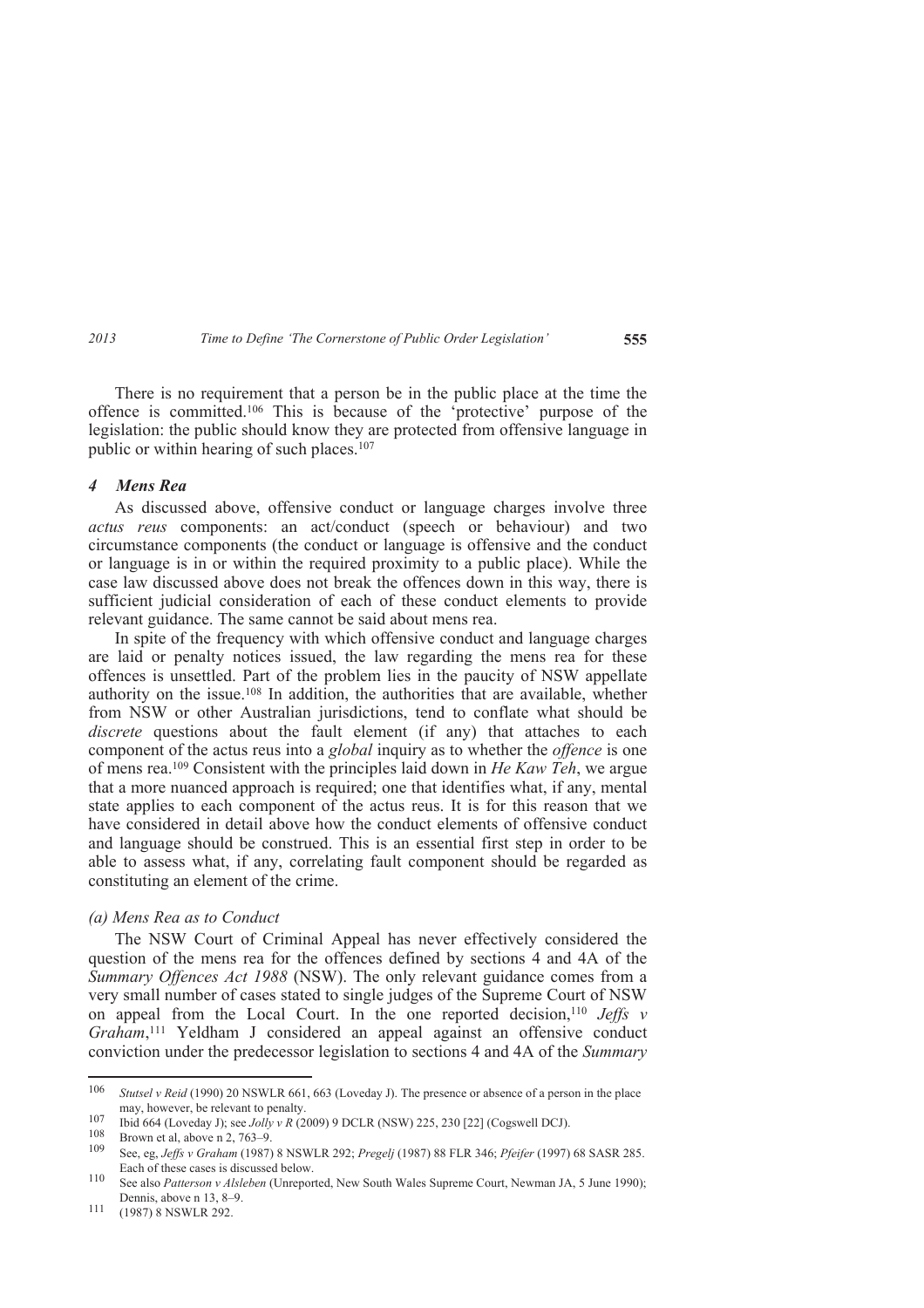There is no requirement that a person be in the public place at the time the offence is committed.[106] This is because of the 'protective' purpose of the legislation: the public should know they are protected from offensive language in public or within hearing of such places.[107]

### *4 Mens Rea*

As discussed above, offensive conduct or language charges involve three *actus reus* components: an act/conduct (speech or behaviour) and two circumstance components (the conduct or language is offensive and the conduct or language is in or within the required proximity to a public place). While the case law discussed above does not break the offences down in this way, there is sufficient judicial consideration of each of these conduct elements to provide relevant guidance. The same cannot be said about mens rea.

In spite of the frequency with which offensive conduct and language charges are laid or penalty notices issued, the law regarding the mens rea for these offences is unsettled. Part of the problem lies in the paucity of NSW appellate authority on the issue.[108] In addition, the authorities that are available, whether from NSW or other Australian jurisdictions, tend to conflate what should be *discrete* questions about the fault element (if any) that attaches to each component of the actus reus into a *global* inquiry as to whether the *offence* is one of mens rea.[109] Consistent with the principles laid down in *He Kaw Teh*, we argue that a more nuanced approach is required; one that identifies what, if any, mental state applies to each component of the actus reus. It is for this reason that we have considered in detail above how the conduct elements of offensive conduct and language should be construed. This is an essential first step in order to be able to assess what, if any, correlating fault component should be regarded as constituting an element of the crime.

#### *(a) Mens Rea as to Conduct*

The NSW Court of Criminal Appeal has never effectively considered the question of the mens rea for the offences defined by sections 4 and 4A of the *Summary Offences Act 1988* (NSW). The only relevant guidance comes from a very small number of cases stated to single judges of the Supreme Court of NSW on appeal from the Local Court. In the one reported decision,[110] *Jeffs v Graham*,[111] Yeldham J considered an appeal against an offensive conduct conviction under the predecessor legislation to sections 4 and 4A of the *Summary*

---

[106] *Stutsel v Reid* (1990) 20 NSWLR 661, 663 (Loveday J). The presence or absence of a person in the place may, however, be relevant to penalty.

[107] Ibid 664 (Loveday J); see *Jolly v R* (2009) 9 DCLR (NSW) 225, 230 [22] (Cogswell DCJ).

[108] Brown et al, above n 2, 763–9.

[109] See, eg, *Jeffs v Graham* (1987) 8 NSWLR 292; *Pregelj* (1987) 88 FLR 346; *Pfeifer* (1997) 68 SASR 285. Each of these cases is discussed below.

[110] See also *Patterson v Alsleben* (Unreported, New South Wales Supreme Court, Newman JA, 5 June 1990); Dennis, above n 13, 8–9.

[111] (1987) 8 NSWLR 292.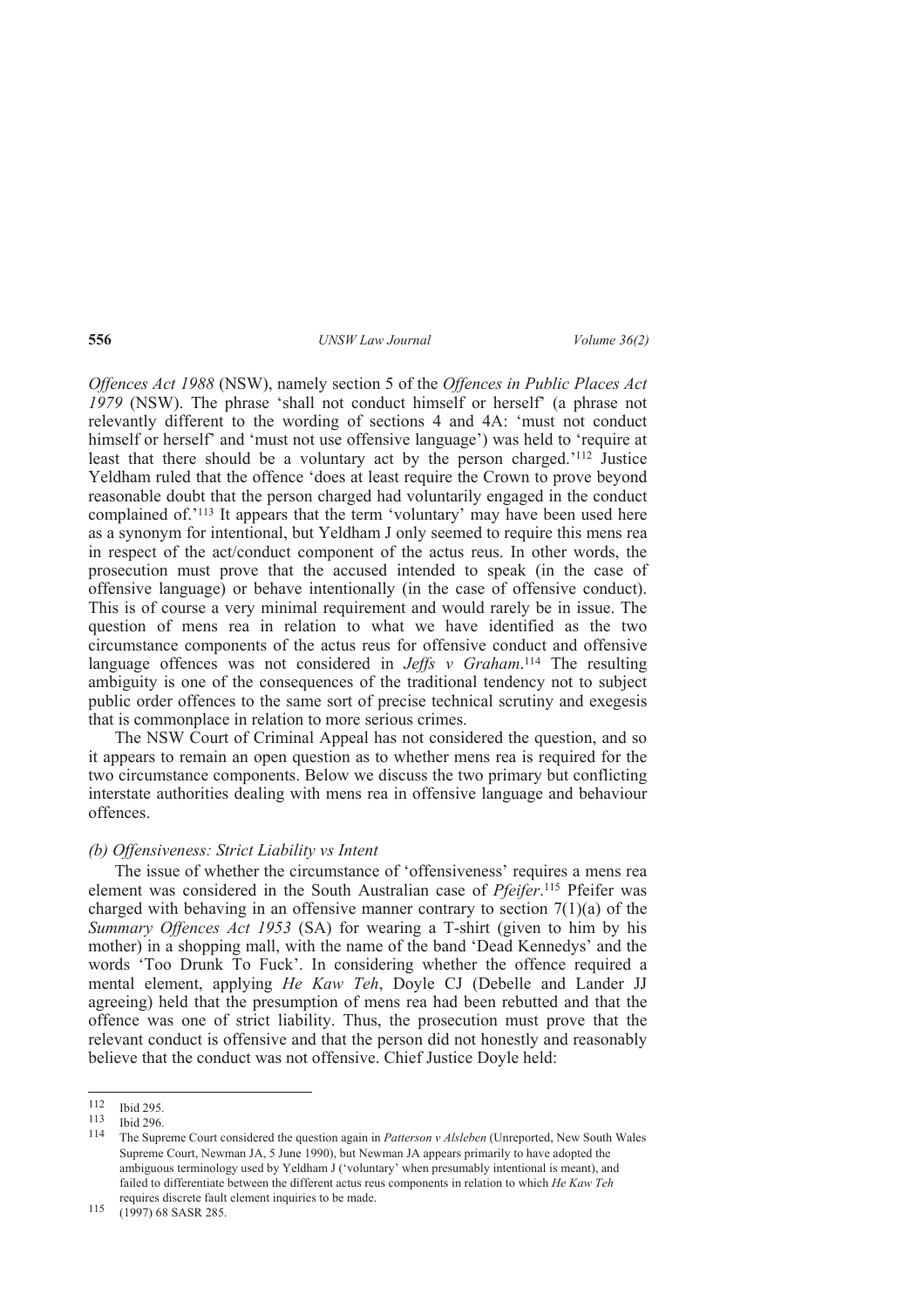*Offences Act 1988* (NSW), namely section 5 of the *Offences in Public Places Act 1979* (NSW). The phrase 'shall not conduct himself or herself' (a phrase not relevantly different to the wording of sections 4 and 4A: 'must not conduct himself or herself' and 'must not use offensive language') was held to 'require at least that there should be a voluntary act by the person charged.'[112] Justice Yeldham ruled that the offence 'does at least require the Crown to prove beyond reasonable doubt that the person charged had voluntarily engaged in the conduct complained of.'[113] It appears that the term 'voluntary' may have been used here as a synonym for intentional, but Yeldham J only seemed to require this mens rea in respect of the act/conduct component of the actus reus. In other words, the prosecution must prove that the accused intended to speak (in the case of offensive language) or behave intentionally (in the case of offensive conduct). This is of course a very minimal requirement and would rarely be in issue. The question of mens rea in relation to what we have identified as the two circumstance components of the actus reus for offensive conduct and offensive language offences was not considered in *Jeffs v Graham*.[114] The resulting ambiguity is one of the consequences of the traditional tendency not to subject public order offences to the same sort of precise technical scrutiny and exegesis that is commonplace in relation to more serious crimes.

The NSW Court of Criminal Appeal has not considered the question, and so it appears to remain an open question as to whether mens rea is required for the two circumstance components. Below we discuss the two primary but conflicting interstate authorities dealing with mens rea in offensive language and behaviour offences.

#### *(b) Offensiveness: Strict Liability vs Intent*

The issue of whether the circumstance of 'offensiveness' requires a mens rea element was considered in the South Australian case of *Pfeifer*.[115] Pfeifer was charged with behaving in an offensive manner contrary to section 7(1)(a) of the *Summary Offences Act 1953* (SA) for wearing a T-shirt (given to him by his mother) in a shopping mall, with the name of the band 'Dead Kennedys' and the words 'Too Drunk To Fuck'. In considering whether the offence required a mental element, applying *He Kaw Teh*, Doyle CJ (Debelle and Lander JJ agreeing) held that the presumption of mens rea had been rebutted and that the offence was one of strict liability. Thus, the prosecution must prove that the relevant conduct is offensive and that the person did not honestly and reasonably believe that the conduct was not offensive. Chief Justice Doyle held:

---

[112] Ibid 295.

[113] Ibid 296.

[114] The Supreme Court considered the question again in *Patterson v Alsleben* (Unreported, New South Wales Supreme Court, Newman JA, 5 June 1990), but Newman JA appears primarily to have adopted the ambiguous terminology used by Yeldham J ('voluntary' when presumably intentional is meant), and failed to differentiate between the different actus reus components in relation to which *He Kaw Teh* requires discrete fault element inquiries to be made.

[115] (1997) 68 SASR 285.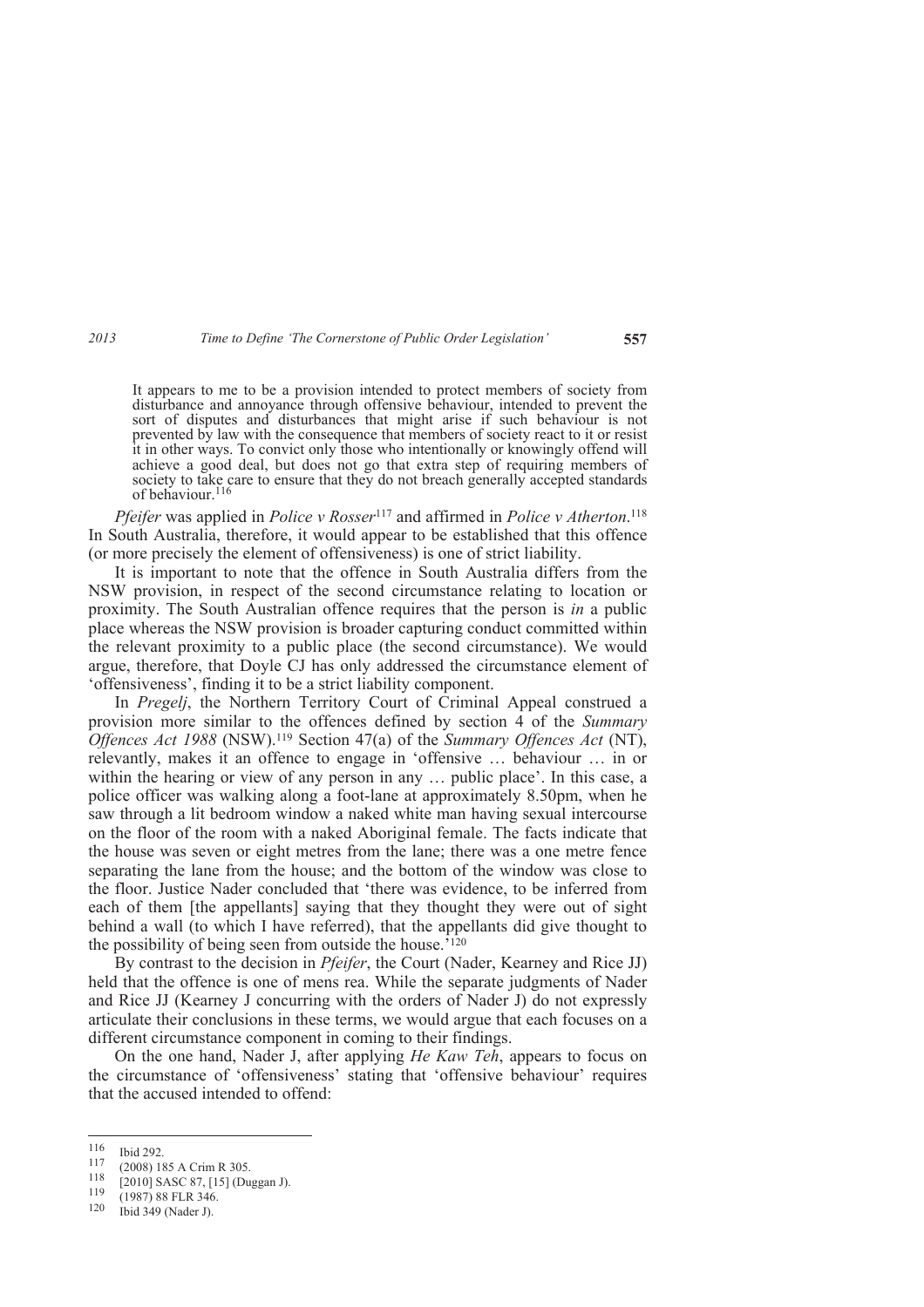> It appears to me to be a provision intended to protect members of society from disturbance and annoyance through offensive behaviour, intended to prevent the sort of disputes and disturbances that might arise if such behaviour is not prevented by law with the consequence that members of society react to it or resist it in other ways. To convict only those who intentionally or knowingly offend will achieve a good deal, but does not go that extra step of requiring members of society to take care to ensure that they do not breach generally accepted standards of behaviour.[116]

*Pfeifer* was applied in *Police v Rosser*[117] and affirmed in *Police v Atherton*.[118] In South Australia, therefore, it would appear to be established that this offence (or more precisely the element of offensiveness) is one of strict liability.

It is important to note that the offence in South Australia differs from the NSW provision, in respect of the second circumstance relating to location or proximity. The South Australian offence requires that the person is *in* a public place whereas the NSW provision is broader capturing conduct committed within the relevant proximity to a public place (the second circumstance). We would argue, therefore, that Doyle CJ has only addressed the circumstance element of 'offensiveness', finding it to be a strict liability component.

In *Pregelj*, the Northern Territory Court of Criminal Appeal construed a provision more similar to the offences defined by section 4 of the *Summary Offences Act 1988* (NSW).[119] Section 47(a) of the *Summary Offences Act* (NT), relevantly, makes it an offence to engage in 'offensive … behaviour … in or within the hearing or view of any person in any … public place'. In this case, a police officer was walking along a foot-lane at approximately 8.50pm, when he saw through a lit bedroom window a naked white man having sexual intercourse on the floor of the room with a naked Aboriginal female. The facts indicate that the house was seven or eight metres from the lane; there was a one metre fence separating the lane from the house; and the bottom of the window was close to the floor. Justice Nader concluded that 'there was evidence, to be inferred from each of them [the appellants] saying that they thought they were out of sight behind a wall (to which I have referred), that the appellants did give thought to the possibility of being seen from outside the house.'[120]

By contrast to the decision in *Pfeifer*, the Court (Nader, Kearney and Rice JJ) held that the offence is one of mens rea. While the separate judgments of Nader and Rice JJ (Kearney J concurring with the orders of Nader J) do not expressly articulate their conclusions in these terms, we would argue that each focuses on a different circumstance component in coming to their findings.

On the one hand, Nader J, after applying *He Kaw Teh*, appears to focus on the circumstance of 'offensiveness' stating that 'offensive behaviour' requires that the accused intended to offend:

---

[116] Ibid 292.

[117] (2008) 185 A Crim R 305.

[118] [2010] SASC 87, [15] (Duggan J).

[119] (1987) 88 FLR 346.

[120] Ibid 349 (Nader J).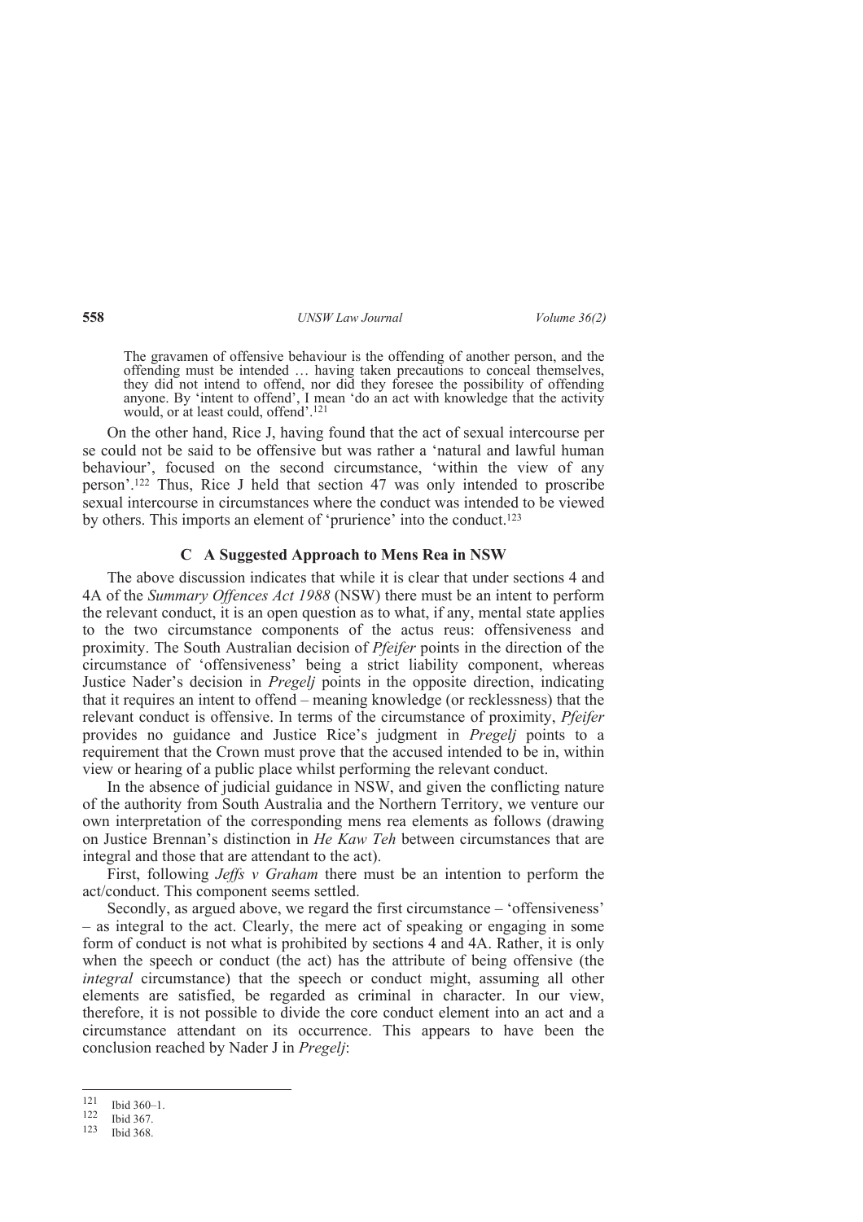> The gravamen of offensive behaviour is the offending of another person, and the offending must be intended … having taken precautions to conceal themselves, they did not intend to offend, nor did they foresee the possibility of offending anyone. By 'intent to offend', I mean 'do an act with knowledge that the activity would, or at least could, offend'.[121]

On the other hand, Rice J, having found that the act of sexual intercourse per se could not be said to be offensive but was rather a 'natural and lawful human behaviour', focused on the second circumstance, 'within the view of any person'.[122] Thus, Rice J held that section 47 was only intended to proscribe sexual intercourse in circumstances where the conduct was intended to be viewed by others. This imports an element of 'prurience' into the conduct.[123]

### C A Suggested Approach to Mens Rea in NSW

The above discussion indicates that while it is clear that under sections 4 and 4A of the *Summary Offences Act 1988* (NSW) there must be an intent to perform the relevant conduct, it is an open question as to what, if any, mental state applies to the two circumstance components of the actus reus: offensiveness and proximity. The South Australian decision of *Pfeifer* points in the direction of the circumstance of 'offensiveness' being a strict liability component, whereas Justice Nader's decision in *Pregelj* points in the opposite direction, indicating that it requires an intent to offend – meaning knowledge (or recklessness) that the relevant conduct is offensive. In terms of the circumstance of proximity, *Pfeifer* provides no guidance and Justice Rice's judgment in *Pregelj* points to a requirement that the Crown must prove that the accused intended to be in, within view or hearing of a public place whilst performing the relevant conduct.

In the absence of judicial guidance in NSW, and given the conflicting nature of the authority from South Australia and the Northern Territory, we venture our own interpretation of the corresponding mens rea elements as follows (drawing on Justice Brennan's distinction in *He Kaw Teh* between circumstances that are integral and those that are attendant to the act).

First, following *Jeffs v Graham* there must be an intention to perform the act/conduct. This component seems settled.

Secondly, as argued above, we regard the first circumstance – 'offensiveness' – as integral to the act. Clearly, the mere act of speaking or engaging in some form of conduct is not what is prohibited by sections 4 and 4A. Rather, it is only when the speech or conduct (the act) has the attribute of being offensive (the *integral* circumstance) that the speech or conduct might, assuming all other elements are satisfied, be regarded as criminal in character. In our view, therefore, it is not possible to divide the core conduct element into an act and a circumstance attendant on its occurrence. This appears to have been the conclusion reached by Nader J in *Pregelj*:

---

[121] Ibid 360–1.

[122] Ibid 367.

[123] Ibid 368.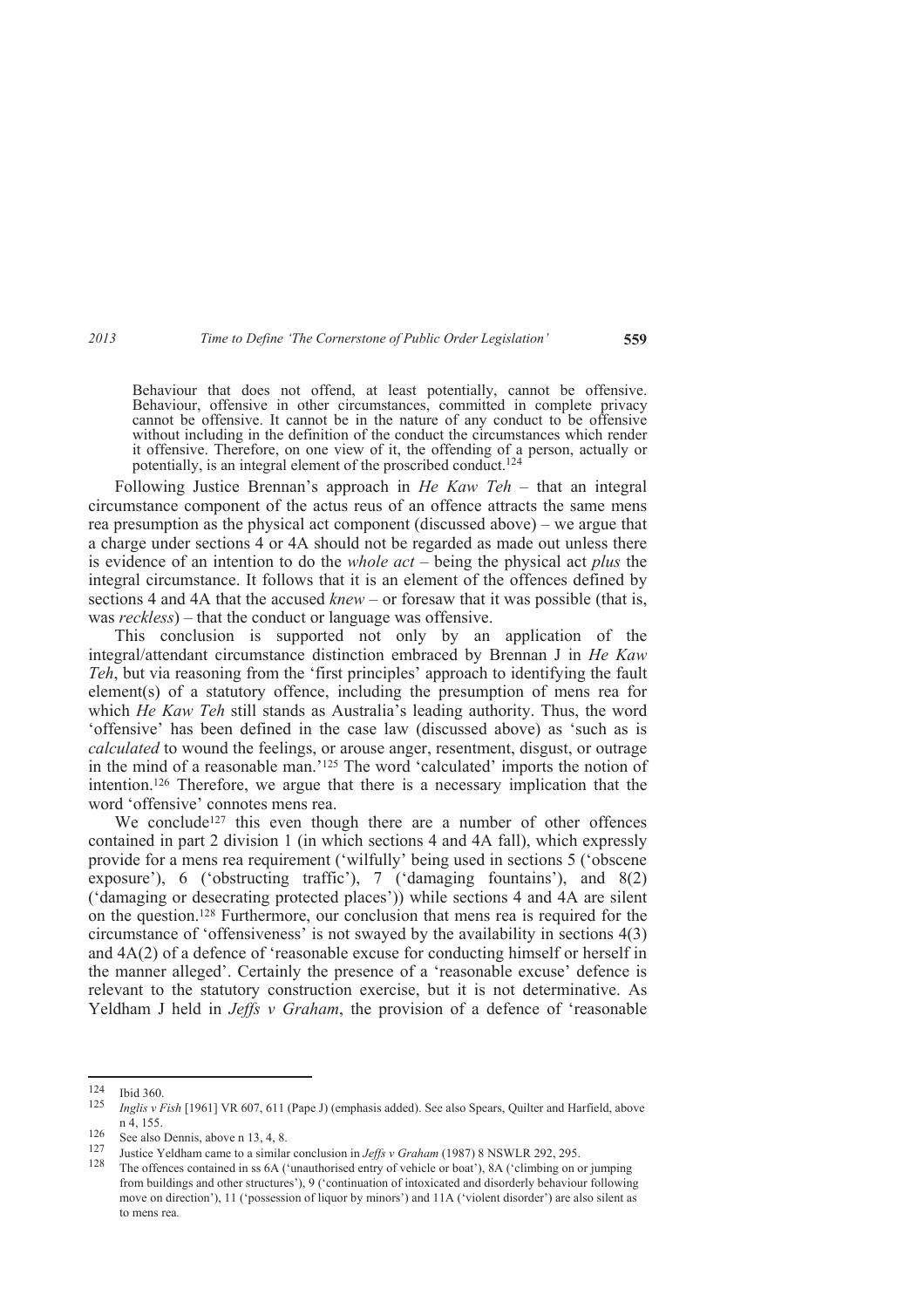> Behaviour that does not offend, at least potentially, cannot be offensive. Behaviour, offensive in other circumstances, committed in complete privacy cannot be offensive. It cannot be in the nature of any conduct to be offensive without including in the definition of the conduct the circumstances which render it offensive. Therefore, on one view of it, the offending of a person, actually or potentially, is an integral element of the proscribed conduct.[124]

Following Justice Brennan's approach in *He Kaw Teh* – that an integral circumstance component of the actus reus of an offence attracts the same mens rea presumption as the physical act component (discussed above) – we argue that a charge under sections 4 or 4A should not be regarded as made out unless there is evidence of an intention to do the *whole act* – being the physical act *plus* the integral circumstance. It follows that it is an element of the offences defined by sections 4 and 4A that the accused *knew* – or foresaw that it was possible (that is, was *reckless*) – that the conduct or language was offensive.

This conclusion is supported not only by an application of the integral/attendant circumstance distinction embraced by Brennan J in *He Kaw Teh*, but via reasoning from the 'first principles' approach to identifying the fault element(s) of a statutory offence, including the presumption of mens rea for which *He Kaw Teh* still stands as Australia's leading authority. Thus, the word 'offensive' has been defined in the case law (discussed above) as 'such as is *calculated* to wound the feelings, or arouse anger, resentment, disgust, or outrage in the mind of a reasonable man.'[125] The word 'calculated' imports the notion of intention.[126] Therefore, we argue that there is a necessary implication that the word 'offensive' connotes mens rea.

We conclude[127] this even though there are a number of other offences contained in part 2 division 1 (in which sections 4 and 4A fall), which expressly provide for a mens rea requirement ('wilfully' being used in sections 5 ('obscene exposure'), 6 ('obstructing traffic'), 7 ('damaging fountains'), and 8(2) ('damaging or desecrating protected places')) while sections 4 and 4A are silent on the question.[128] Furthermore, our conclusion that mens rea is required for the circumstance of 'offensiveness' is not swayed by the availability in sections 4(3) and 4A(2) of a defence of 'reasonable excuse for conducting himself or herself in the manner alleged'. Certainly the presence of a 'reasonable excuse' defence is relevant to the statutory construction exercise, but it is not determinative. As Yeldham J held in *Jeffs v Graham*, the provision of a defence of 'reasonable

---

[124] Ibid 360.

[125] *Inglis v Fish* [1961] VR 607, 611 (Pape J) (emphasis added). See also Spears, Quilter and Harfield, above n 4, 155.

[126] See also Dennis, above n 13, 4, 8.

[127] Justice Yeldham came to a similar conclusion in *Jeffs v Graham* (1987) 8 NSWLR 292, 295.

[128] The offences contained in ss 6A ('unauthorised entry of vehicle or boat'), 8A ('climbing on or jumping from buildings and other structures'), 9 ('continuation of intoxicated and disorderly behaviour following move on direction'), 11 ('possession of liquor by minors') and 11A ('violent disorder') are also silent as to mens rea.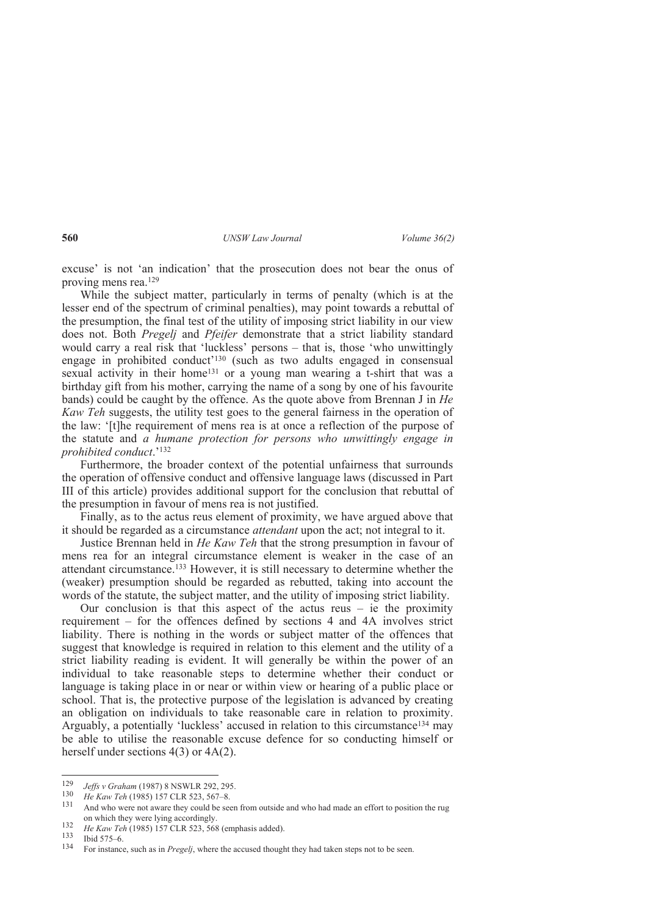excuse' is not 'an indication' that the prosecution does not bear the onus of proving mens rea.[129]

While the subject matter, particularly in terms of penalty (which is at the lesser end of the spectrum of criminal penalties), may point towards a rebuttal of the presumption, the final test of the utility of imposing strict liability in our view does not. Both *Pregelj* and *Pfeifer* demonstrate that a strict liability standard would carry a real risk that 'luckless' persons – that is, those 'who unwittingly engage in prohibited conduct'[130] (such as two adults engaged in consensual sexual activity in their home[131] or a young man wearing a t-shirt that was a birthday gift from his mother, carrying the name of a song by one of his favourite bands) could be caught by the offence. As the quote above from Brennan J in *He Kaw Teh* suggests, the utility test goes to the general fairness in the operation of the law: '[t]he requirement of mens rea is at once a reflection of the purpose of the statute and *a humane protection for persons who unwittingly engage in prohibited conduct*.'[132]

Furthermore, the broader context of the potential unfairness that surrounds the operation of offensive conduct and offensive language laws (discussed in Part III of this article) provides additional support for the conclusion that rebuttal of the presumption in favour of mens rea is not justified.

Finally, as to the actus reus element of proximity, we have argued above that it should be regarded as a circumstance *attendant* upon the act; not integral to it.

Justice Brennan held in *He Kaw Teh* that the strong presumption in favour of mens rea for an integral circumstance element is weaker in the case of an attendant circumstance.[133] However, it is still necessary to determine whether the (weaker) presumption should be regarded as rebutted, taking into account the words of the statute, the subject matter, and the utility of imposing strict liability.

Our conclusion is that this aspect of the actus reus – ie the proximity requirement – for the offences defined by sections 4 and 4A involves strict liability. There is nothing in the words or subject matter of the offences that suggest that knowledge is required in relation to this element and the utility of a strict liability reading is evident. It will generally be within the power of an individual to take reasonable steps to determine whether their conduct or language is taking place in or near or within view or hearing of a public place or school. That is, the protective purpose of the legislation is advanced by creating an obligation on individuals to take reasonable care in relation to proximity. Arguably, a potentially 'luckless' accused in relation to this circumstance[134] may be able to utilise the reasonable excuse defence for so conducting himself or herself under sections 4(3) or 4A(2).

---

[129] *Jeffs v Graham* (1987) 8 NSWLR 292, 295.

[130] *He Kaw Teh* (1985) 157 CLR 523, 567–8.

[131] And who were not aware they could be seen from outside and who had made an effort to position the rug on which they were lying accordingly.

[132] *He Kaw Teh* (1985) 157 CLR 523, 568 (emphasis added).

[133] Ibid 575–6.

[134] For instance, such as in *Pregelj*, where the accused thought they had taken steps not to be seen.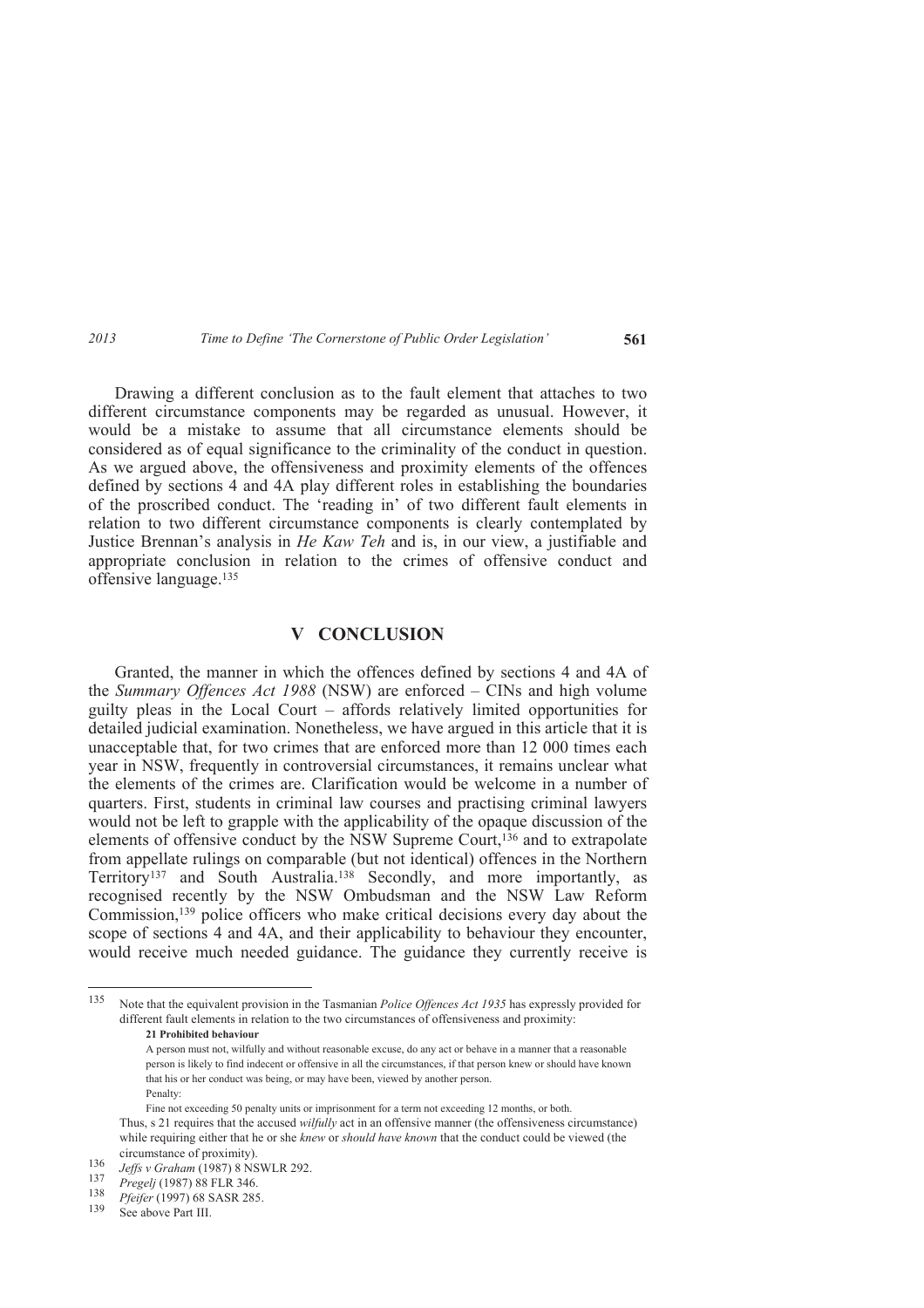Drawing a different conclusion as to the fault element that attaches to two different circumstance components may be regarded as unusual. However, it would be a mistake to assume that all circumstance elements should be considered as of equal significance to the criminality of the conduct in question. As we argued above, the offensiveness and proximity elements of the offences defined by sections 4 and 4A play different roles in establishing the boundaries of the proscribed conduct. The 'reading in' of two different fault elements in relation to two different circumstance components is clearly contemplated by Justice Brennan's analysis in *He Kaw Teh* and is, in our view, a justifiable and appropriate conclusion in relation to the crimes of offensive conduct and offensive language.[135]

## V CONCLUSION

Granted, the manner in which the offences defined by sections 4 and 4A of the *Summary Offences Act 1988* (NSW) are enforced – CINs and high volume guilty pleas in the Local Court – affords relatively limited opportunities for detailed judicial examination. Nonetheless, we have argued in this article that it is unacceptable that, for two crimes that are enforced more than 12 000 times each year in NSW, frequently in controversial circumstances, it remains unclear what the elements of the crimes are. Clarification would be welcome in a number of quarters. First, students in criminal law courses and practising criminal lawyers would not be left to grapple with the applicability of the opaque discussion of the elements of offensive conduct by the NSW Supreme Court,[136] and to extrapolate from appellate rulings on comparable (but not identical) offences in the Northern Territory[137] and South Australia.[138] Secondly, and more importantly, as recognised recently by the NSW Ombudsman and the NSW Law Reform Commission,[139] police officers who make critical decisions every day about the scope of sections 4 and 4A, and their applicability to behaviour they encounter, would receive much needed guidance. The guidance they currently receive is

---

[135] Note that the equivalent provision in the Tasmanian *Police Offences Act 1935* has expressly provided for different fault elements in relation to the two circumstances of offensiveness and proximity:

> **21 Prohibited behaviour**
>
> A person must not, wilfully and without reasonable excuse, do any act or behave in a manner that a reasonable person is likely to find indecent or offensive in all the circumstances, if that person knew or should have known that his or her conduct was being, or may have been, viewed by another person.
>
> Penalty:
>
> Fine not exceeding 50 penalty units or imprisonment for a term not exceeding 12 months, or both.

Thus, s 21 requires that the accused *wilfully* act in an offensive manner (the offensiveness circumstance) while requiring either that he or she *knew* or *should have known* that the conduct could be viewed (the circumstance of proximity).

[136] *Jeffs v Graham* (1987) 8 NSWLR 292.

[137] *Pregelj* (1987) 88 FLR 346.

[138] *Pfeifer* (1997) 68 SASR 285.

[139] See above Part III.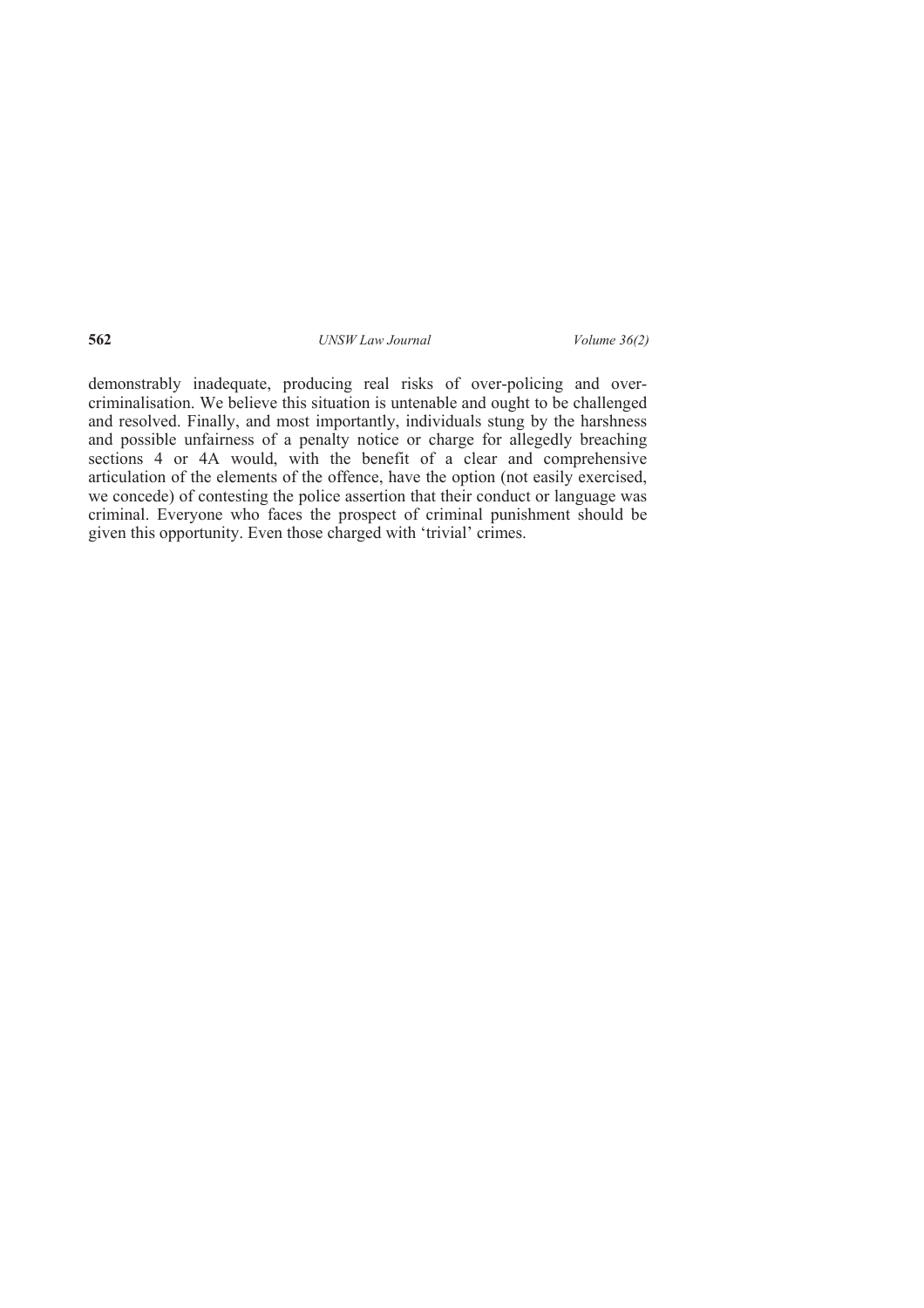demonstrably inadequate, producing real risks of over-policing and over-criminalisation. We believe this situation is untenable and ought to be challenged and resolved. Finally, and most importantly, individuals stung by the harshness and possible unfairness of a penalty notice or charge for allegedly breaching sections 4 or 4A would, with the benefit of a clear and comprehensive articulation of the elements of the offence, have the option (not easily exercised, we concede) of contesting the police assertion that their conduct or language was criminal. Everyone who faces the prospect of criminal punishment should be given this opportunity. Even those charged with 'trivial' crimes.